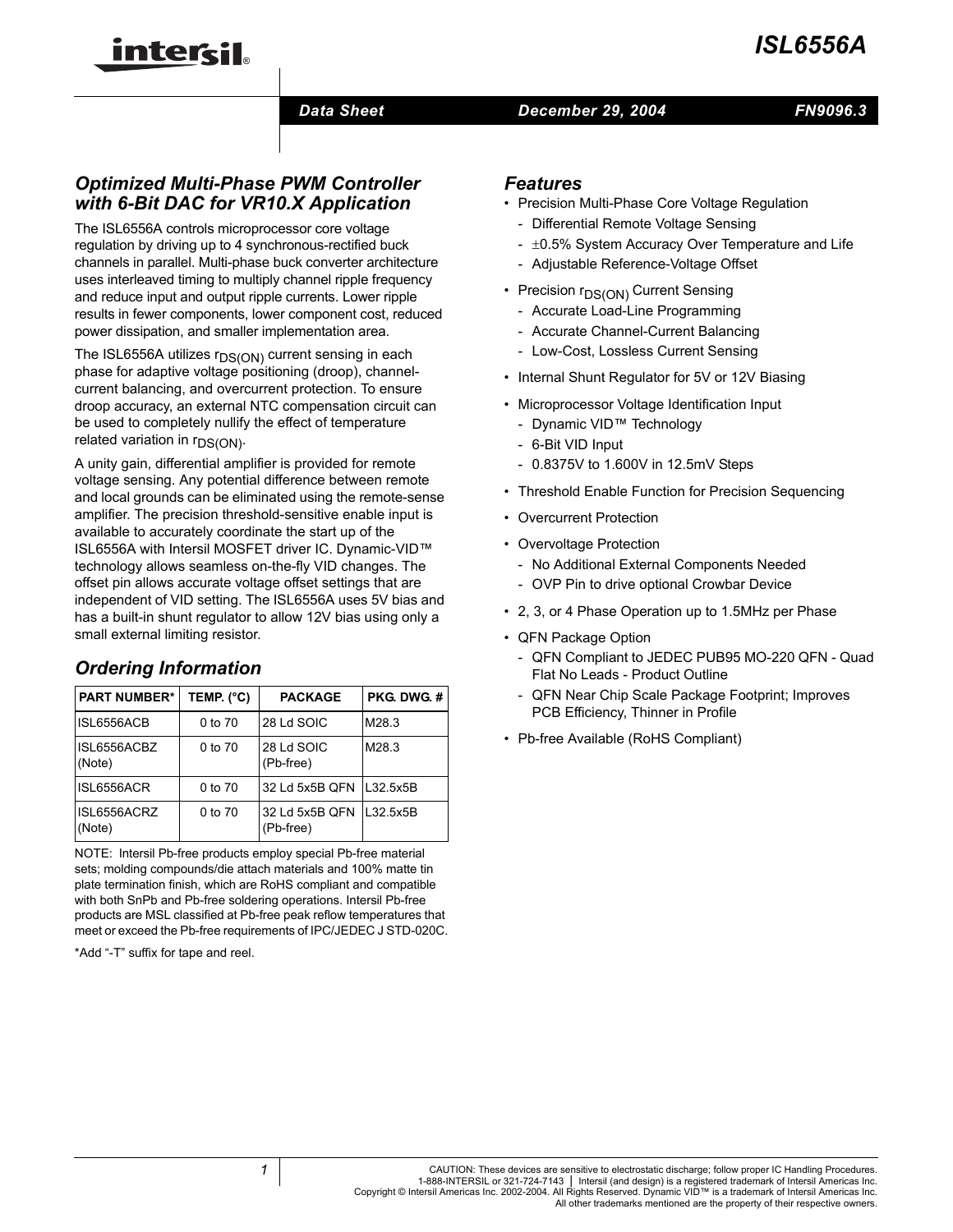# ISL6556A

Data Sheet — December 29, 2004 — FN9096.3

## Optimized Multi-Phase PWM Controller with 6-Bit DAC for VR10.X Application

The ISL6556A controls microprocessor core voltage regulation by driving up to 4 synchronous-rectified buck channels in parallel. Multi-phase buck converter architecture uses interleaved timing to multiply channel ripple frequency and reduce input and output ripple currents. Lower ripple results in fewer components, lower component cost, reduced power dissipation, and smaller implementation area.

The ISL6556A utilizes $r_{DS(ON)}$ current sensing in each phase for adaptive voltage positioning (droop), channel-current balancing, and overcurrent protection. To ensure droop accuracy, an external NTC compensation circuit can be used to completely nullify the effect of temperature related variation in $r_{DS(ON)}$.

A unity gain, differential amplifier is provided for remote voltage sensing. Any potential difference between remote and local grounds can be eliminated using the remote-sense amplifier. The precision threshold-sensitive enable input is available to accurately coordinate the start up of the ISL6556A with Intersil MOSFET driver IC. Dynamic-VID™ technology allows seamless on-the-fly VID changes. The offset pin allows accurate voltage offset settings that are independent of VID setting. The ISL6556A uses 5V bias and has a built-in shunt regulator to allow 12V bias using only a small external limiting resistor.

## Ordering Information

| PART NUMBER* | TEMP. (°C) | PACKAGE | PKG. DWG. # |
|---|---|---|---|
| ISL6556ACB | 0 to 70 | 28 Ld SOIC | M28.3 |
| ISL6556ACBZ (Note) | 0 to 70 | 28 Ld SOIC (Pb-free) | M28.3 |
| ISL6556ACR | 0 to 70 | 32 Ld 5x5B QFN | L32.5x5B |
| ISL6556ACRZ (Note) | 0 to 70 | 32 Ld 5x5B QFN (Pb-free) | L32.5x5B |

NOTE: Intersil Pb-free products employ special Pb-free material sets; molding compounds/die attach materials and 100% matte tin plate termination finish, which are RoHS compliant and compatible with both SnPb and Pb-free soldering operations. Intersil Pb-free products are MSL classified at Pb-free peak reflow temperatures that meet or exceed the Pb-free requirements of IPC/JEDEC J STD-020C.

*Add "-T" suffix for tape and reel.

## Features

- Precision Multi-Phase Core Voltage Regulation
  - Differential Remote Voltage Sensing
  - ±0.5% System Accuracy Over Temperature and Life
  - Adjustable Reference-Voltage Offset
- Precision $r_{DS(ON)}$ Current Sensing
  - Accurate Load-Line Programming
  - Accurate Channel-Current Balancing
  - Low-Cost, Lossless Current Sensing
- Internal Shunt Regulator for 5V or 12V Biasing
- Microprocessor Voltage Identification Input
  - Dynamic VID™ Technology
  - 6-Bit VID Input
  - 0.8375V to 1.600V in 12.5mV Steps
- Threshold Enable Function for Precision Sequencing
- Overcurrent Protection
- Overvoltage Protection
  - No Additional External Components Needed
  - OVP Pin to drive optional Crowbar Device
- 2, 3, or 4 Phase Operation up to 1.5MHz per Phase
- QFN Package Option
  - QFN Compliant to JEDEC PUB95 MO-220 QFN - Quad Flat No Leads - Product Outline
  - QFN Near Chip Scale Package Footprint; Improves PCB Efficiency, Thinner in Profile
- Pb-free Available (RoHS Compliant)

CAUTION: These devices are sensitive to electrostatic discharge; follow proper IC Handling Procedures.
1-888-INTERSIL or 321-724-7143 | Intersil (and design) is a registered trademark of Intersil Americas Inc.
Copyright © Intersil Americas Inc. 2002-2004. All Rights Reserved. Dynamic VID™ is a trademark of Intersil Americas Inc.
All other trademarks mentioned are the property of their respective owners.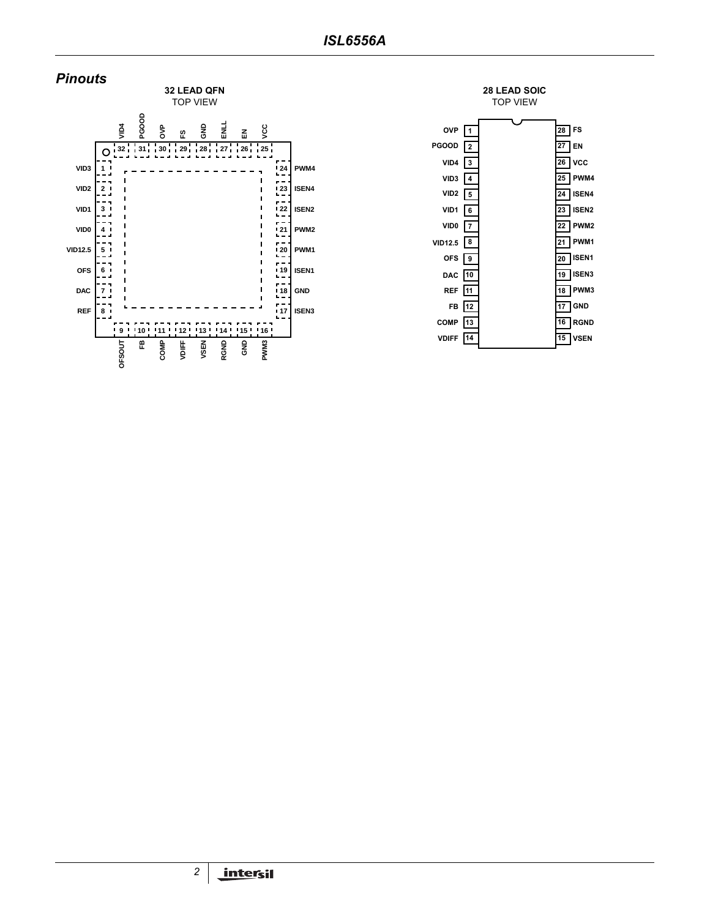## Pinouts

**32 LEAD QFN**
TOP VIEW

VID4 32, PGOOD 31, OVP 30, FS 29, GND 28, ENLL 27, EN 26, VCC 25

VID3 1, VID2 2, VID1 3, VID0 4, VID12.5 5, OFS 6, DAC 7, REF 8

PWM4 24, ISEN4 23, ISEN2 22, PWM2 21, PWM1 20, ISEN1 19, GND 18, ISEN3 17

OFSOUT 9, FB 10, COMP 11, VDIFF 12, VSEN 13, RGND 14, GND 15, PWM3 16

**28 LEAD SOIC**
TOP VIEW

| | | | |
|---|---|---|---|
| OVP | 1 | 28 | FS |
| PGOOD | 2 | 27 | EN |
| VID4 | 3 | 26 | VCC |
| VID3 | 4 | 25 | PWM4 |
| VID2 | 5 | 24 | ISEN4 |
| VID1 | 6 | 23 | ISEN2 |
| VID0 | 7 | 22 | PWM2 |
| VID12.5 | 8 | 21 | PWM1 |
| OFS | 9 | 20 | ISEN1 |
| DAC | 10 | 19 | ISEN3 |
| REF | 11 | 18 | PWM3 |
| FB | 12 | 17 | GND |
| COMP | 13 | 16 | RGND |
| VDIFF | 14 | 15 | VSEN |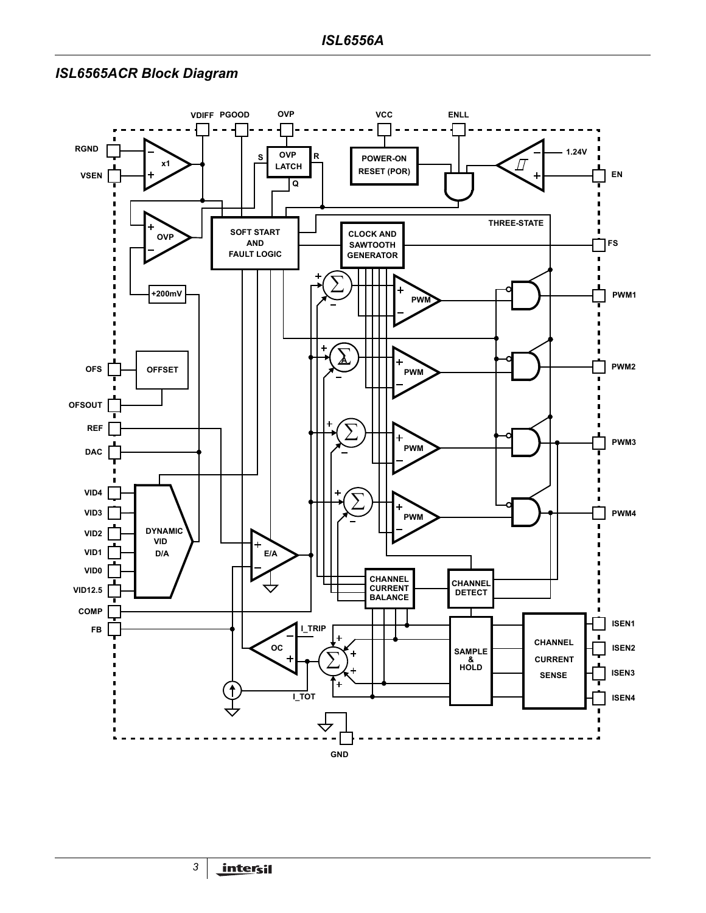## ISL6565ACR Block Diagram

VDIFF
PGOOD
OVP
VCC
ENLL
RGND
VSEN
x1
OVP LATCH
S
R
Q
POWER-ON RESET (POR)
1.24V
EN
OVP
SOFT START AND FAULT LOGIC
CLOCK AND SAWTOOTH GENERATOR
THREE-STATE
FS
+200mV
PWM
PWM1
PWM2
PWM3
PWM4
OFS
OFFSET
OFSOUT
REF
DAC
VID4
VID3
VID2
VID1
VID0
VID12.5
DYNAMIC VID D/A
E/A
CHANNEL CURRENT BALANCE
CHANNEL DETECT
COMP
FB
OC
I_TRIP
I_TOT
SAMPLE & HOLD
CHANNEL CURRENT SENSE
ISEN1
ISEN2
ISEN3
ISEN4
GND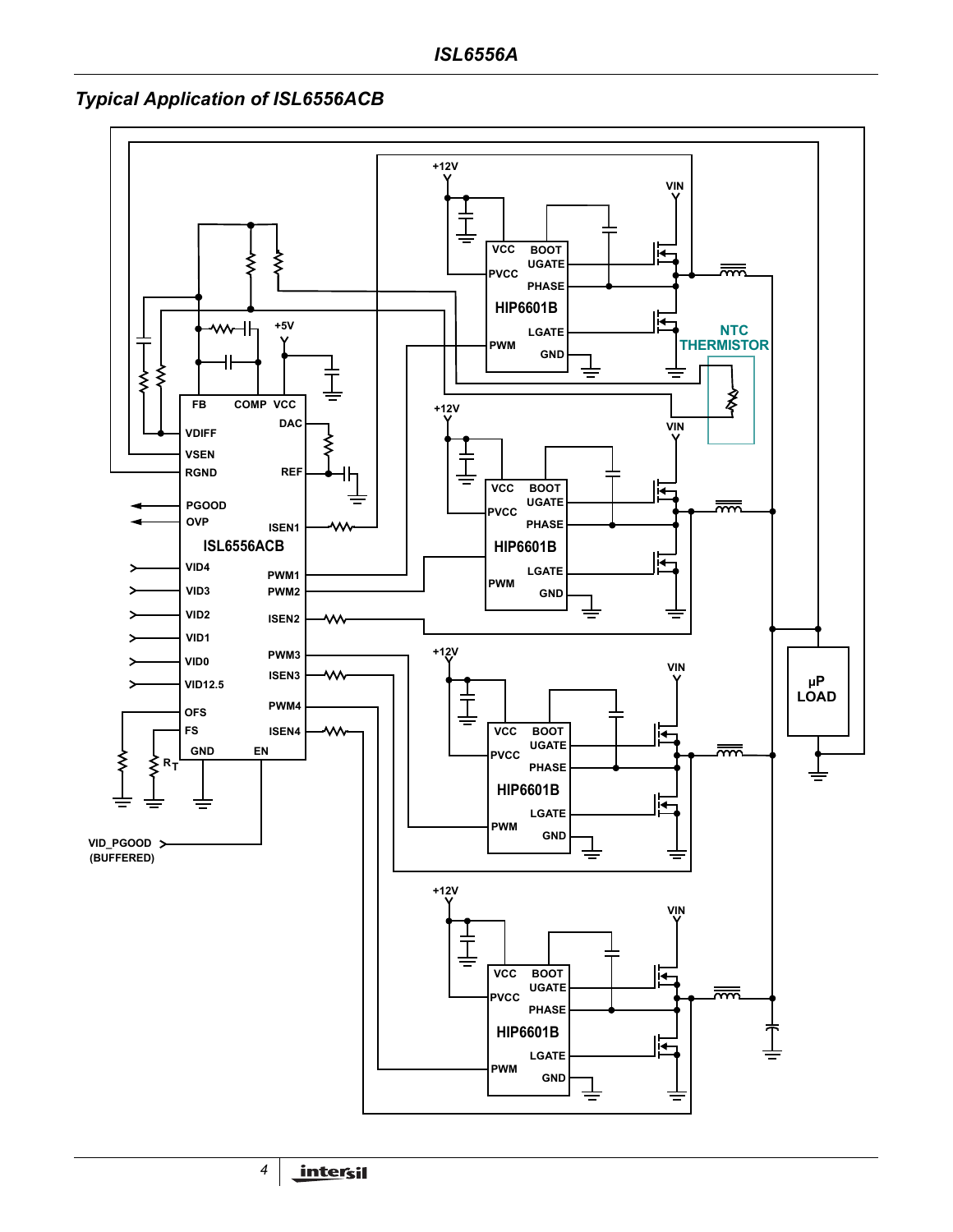## Typical Application of ISL6556ACB

+12V
VIN
VCC
BOOT
UGATE
PVCC
PHASE
HIP6601B
LGATE
PWM
GND
+5V
NTC THERMISTOR
FB
COMP
VCC
DAC
VDIFF
VSEN
RGND
REF
PGOOD
OVP
ISEN1
ISL6556ACB
VID4
PWM1
VID3
PWM2
VID2
ISEN2
VID1
VID0
PWM3
ISEN3
VID12.5
OFS
PWM4
FS
ISEN4
$R_T$
GND
EN
VID_PGOOD (BUFFERED)
µP LOAD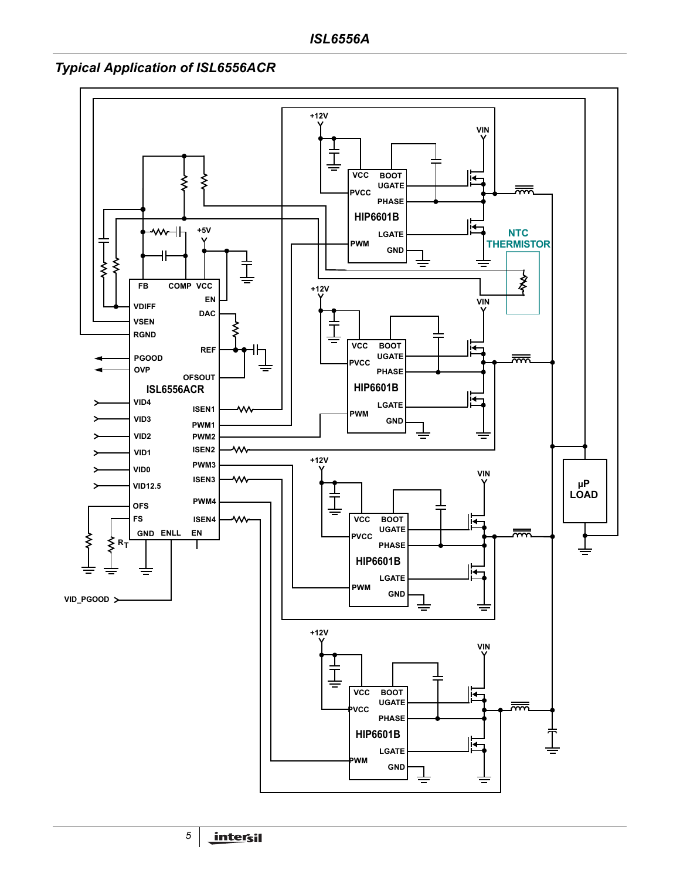### Typical Application of ISL6556ACR

+12V
VIN
VCC
BOOT
UGATE
PVCC
PHASE
HIP6601B
LGATE
PWM
GND
NTC
THERMISTOR
+5V
FB
COMP
VCC
EN
VDIFF
DAC
VSEN
RGND
REF
PGOOD
OVP
OFSOUT
ISL6556ACR
VID4
ISEN1
VID3
PWM1
VID2
PWM2
VID1
ISEN2
VID0
PWM3
ISEN3
VID12.5
OFS
PWM4
FS
ISEN4
$R_T$
GND
ENLL
EN
VID_PGOOD
µP
LOAD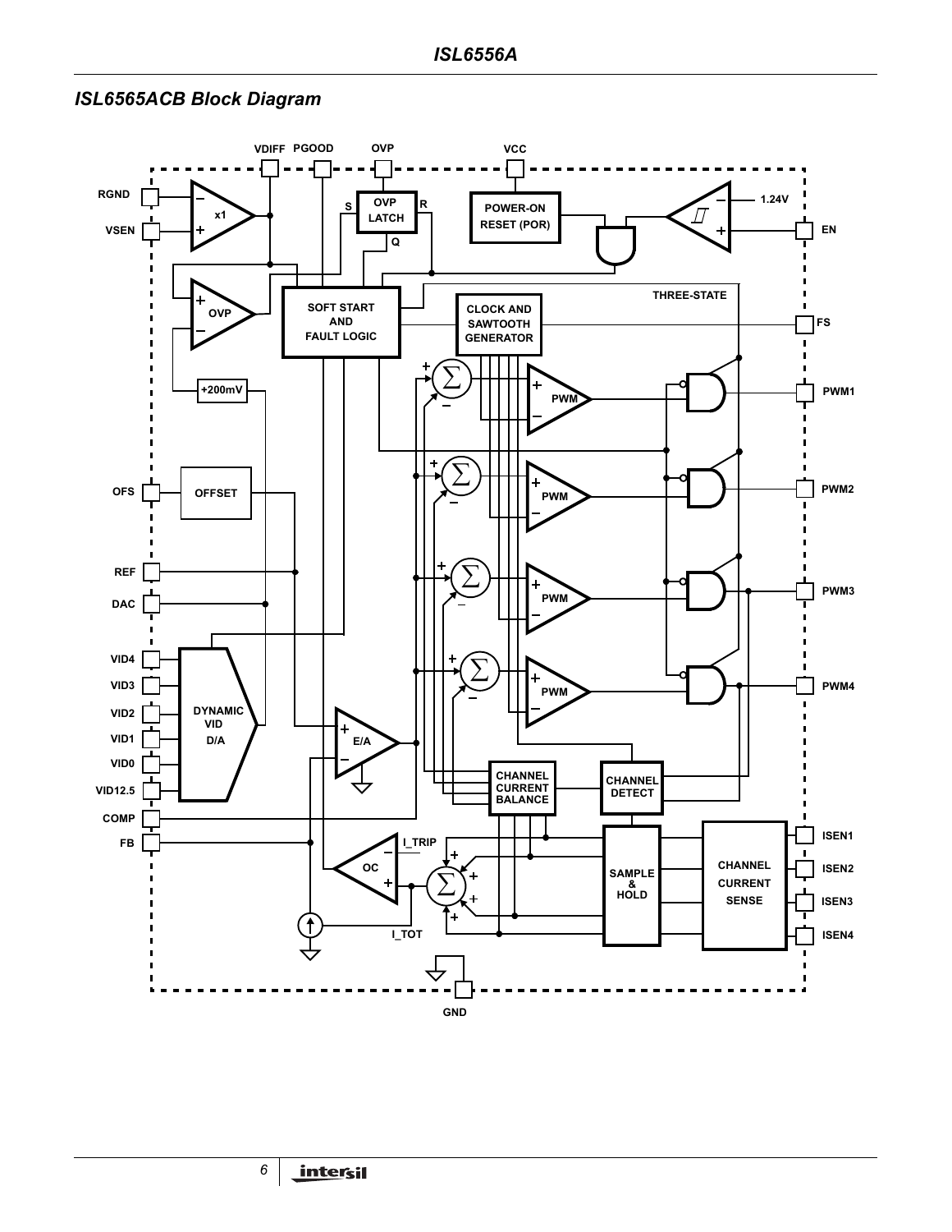## ISL6565ACB Block Diagram

VDIFF
PGOOD
OVP
VCC
RGND
VSEN
x1
OVP LATCH
S
R
Q
POWER-ON RESET (POR)
1.24V
EN
OVP
SOFT START AND FAULT LOGIC
CLOCK AND SAWTOOTH GENERATOR
THREE-STATE
FS
+200mV
PWM
PWM1
PWM
PWM2
OFS
OFFSET
REF
PWM
PWM3
DAC
VID4
PWM
PWM4
VID3
VID2
DYNAMIC VID D/A
VID1
E/A
VID0
VID12.5
CHANNEL CURRENT BALANCE
CHANNEL DETECT
COMP
FB
I_TRIP
OC
SAMPLE & HOLD
CHANNEL CURRENT SENSE
ISEN1
ISEN2
ISEN3
ISEN4
I_TOT
GND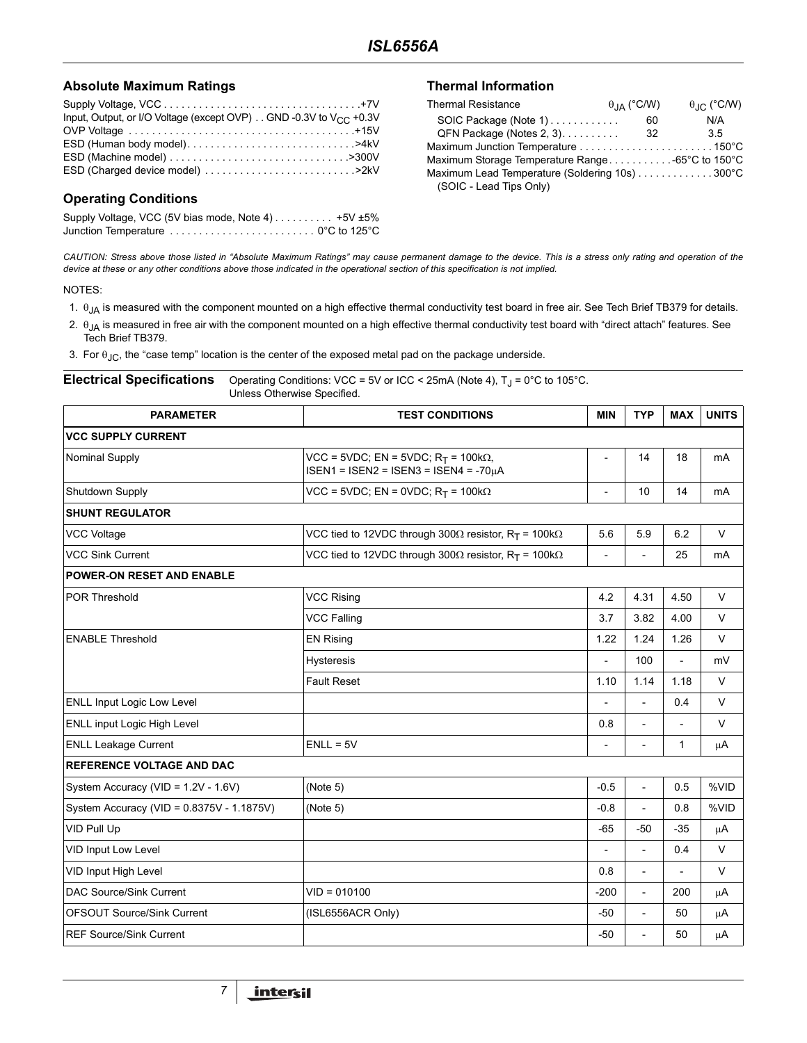## Absolute Maximum Ratings

Supply Voltage, VCC . . . . . . . . . . . . . . . . . . . . . . . . . . . . . . . . . .+7V
Input, Output, or I/O Voltage (except OVP) . . GND -0.3V to $V_{CC}$ +0.3V
OVP Voltage . . . . . . . . . . . . . . . . . . . . . . . . . . . . . . . . . . . . . . .+15V
ESD (Human body model). . . . . . . . . . . . . . . . . . . . . . . . . . . . .>4kV
ESD (Machine model) . . . . . . . . . . . . . . . . . . . . . . . . . . . . . . .>300V
ESD (Charged device model) . . . . . . . . . . . . . . . . . . . . . . . . . .>2kV

## Operating Conditions

Supply Voltage, VCC (5V bias mode, Note 4) . . . . . . . . . . +5V ±5%
Junction Temperature . . . . . . . . . . . . . . . . . . . . . . . . . 0°C to 125°C

## Thermal Information

| Thermal Resistance | $\theta_{JA}$ (°C/W) | $\theta_{JC}$ (°C/W) |
|---|---|---|
| SOIC Package (Note 1) | 60 | N/A |
| QFN Package (Notes 2, 3) | 32 | 3.5 |

Maximum Junction Temperature . . . . . . . . . . . . . . . . . . . . . . .150°C
Maximum Storage Temperature Range . . . . . . . . . . .-65°C to 150°C
Maximum Lead Temperature (Soldering 10s) . . . . . . . . . . . . .300°C
(SOIC - Lead Tips Only)

*CAUTION: Stress above those listed in "Absolute Maximum Ratings" may cause permanent damage to the device. This is a stress only rating and operation of the device at these or any other conditions above those indicated in the operational section of this specification is not implied.*

NOTES:

1. $\theta_{JA}$ is measured with the component mounted on a high effective thermal conductivity test board in free air. See Tech Brief TB379 for details.
2. $\theta_{JA}$ is measured in free air with the component mounted on a high effective thermal conductivity test board with "direct attach" features. See Tech Brief TB379.
3. For $\theta_{JC}$, the "case temp" location is the center of the exposed metal pad on the package underside.

**Electrical Specifications** Operating Conditions: VCC = 5V or ICC < 25mA (Note 4), $T_J$ = 0°C to 105°C. Unless Otherwise Specified.

| PARAMETER | TEST CONDITIONS | MIN | TYP | MAX | UNITS |
|---|---|---|---|---|---|
| **VCC SUPPLY CURRENT** | | | | | |
| Nominal Supply | VCC = 5VDC; EN = 5VDC; $R_T$ = 100kΩ, ISEN1 = ISEN2 = ISEN3 = ISEN4 = -70μA | - | 14 | 18 | mA |
| Shutdown Supply | VCC = 5VDC; EN = 0VDC; $R_T$ = 100kΩ | - | 10 | 14 | mA |
| **SHUNT REGULATOR** | | | | | |
| VCC Voltage | VCC tied to 12VDC through 300Ω resistor, $R_T$ = 100kΩ | 5.6 | 5.9 | 6.2 | V |
| VCC Sink Current | VCC tied to 12VDC through 300Ω resistor, $R_T$ = 100kΩ | - | - | 25 | mA |
| **POWER-ON RESET AND ENABLE** | | | | | |
| POR Threshold | VCC Rising | 4.2 | 4.31 | 4.50 | V |
| | VCC Falling | 3.7 | 3.82 | 4.00 | V |
| ENABLE Threshold | EN Rising | 1.22 | 1.24 | 1.26 | V |
| | Hysteresis | - | 100 | - | mV |
| | Fault Reset | 1.10 | 1.14 | 1.18 | V |
| ENLL Input Logic Low Level | | - | - | 0.4 | V |
| ENLL input Logic High Level | | 0.8 | - | - | V |
| ENLL Leakage Current | ENLL = 5V | - | - | 1 | μA |
| **REFERENCE VOLTAGE AND DAC** | | | | | |
| System Accuracy (VID = 1.2V - 1.6V) | (Note 5) | -0.5 | - | 0.5 | %VID |
| System Accuracy (VID = 0.8375V - 1.1875V) | (Note 5) | -0.8 | - | 0.8 | %VID |
| VID Pull Up | | -65 | -50 | -35 | μA |
| VID Input Low Level | | - | - | 0.4 | V |
| VID Input High Level | | 0.8 | - | - | V |
| DAC Source/Sink Current | VID = 010100 | -200 | - | 200 | μA |
| OFSOUT Source/Sink Current | (ISL6556ACR Only) | -50 | - | 50 | μA |
| REF Source/Sink Current | | -50 | - | 50 | μA |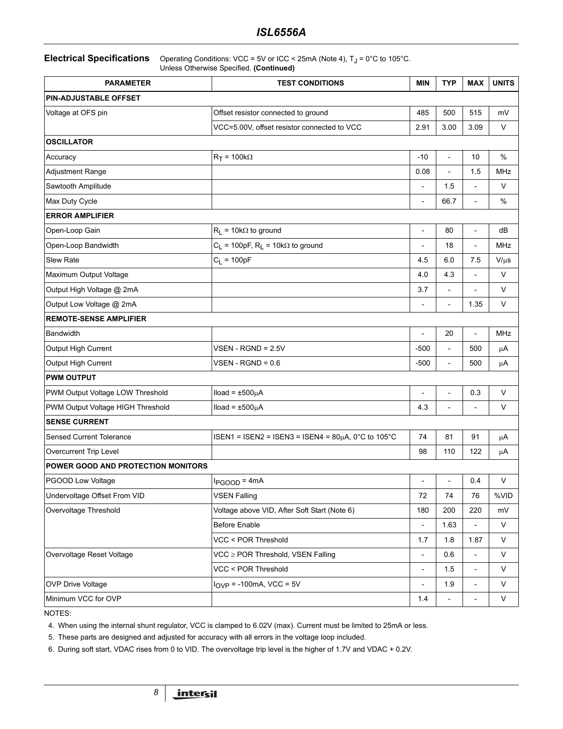**Electrical Specifications** Operating Conditions: VCC = 5V or ICC < 25mA (Note 4), $T_J$ = 0°C to 105°C. Unless Otherwise Specified. **(Continued)**

| PARAMETER | TEST CONDITIONS | MIN | TYP | MAX | UNITS |
|---|---|---|---|---|---|
| **PIN-ADJUSTABLE OFFSET** | | | | | |
| Voltage at OFS pin | Offset resistor connected to ground | 485 | 500 | 515 | mV |
| | VCC=5.00V, offset resistor connected to VCC | 2.91 | 3.00 | 3.09 | V |
| **OSCILLATOR** | | | | | |
| Accuracy | $R_T$ = 100kΩ | -10 | - | 10 | % |
| Adjustment Range | | 0.08 | - | 1.5 | MHz |
| Sawtooth Amplitude | | - | 1.5 | - | V |
| Max Duty Cycle | | - | 66.7 | - | % |
| **ERROR AMPLIFIER** | | | | | |
| Open-Loop Gain | $R_L$ = 10kΩ to ground | - | 80 | - | dB |
| Open-Loop Bandwidth | $C_L$ = 100pF, $R_L$ = 10kΩ to ground | - | 18 | - | MHz |
| Slew Rate | $C_L$ = 100pF | 4.5 | 6.0 | 7.5 | V/μs |
| Maximum Output Voltage | | 4.0 | 4.3 | - | V |
| Output High Voltage @ 2mA | | 3.7 | - | - | V |
| Output Low Voltage @ 2mA | | - | - | 1.35 | V |
| **REMOTE-SENSE AMPLIFIER** | | | | | |
| Bandwidth | | - | 20 | - | MHz |
| Output High Current | VSEN - RGND = 2.5V | -500 | - | 500 | μA |
| Output High Current | VSEN - RGND = 0.6 | -500 | - | 500 | μA |
| **PWM OUTPUT** | | | | | |
| PWM Output Voltage LOW Threshold | Iload = ±500μA | - | - | 0.3 | V |
| PWM Output Voltage HIGH Threshold | Iload = ±500μA | 4.3 | - | - | V |
| **SENSE CURRENT** | | | | | |
| Sensed Current Tolerance | ISEN1 = ISEN2 = ISEN3 = ISEN4 = 80μA, 0°C to 105°C | 74 | 81 | 91 | μA |
| Overcurrent Trip Level | | 98 | 110 | 122 | μA |
| **POWER GOOD AND PROTECTION MONITORS** | | | | | |
| PGOOD Low Voltage | $I_{PGOOD}$ = 4mA | - | - | 0.4 | V |
| Undervoltage Offset From VID | VSEN Falling | 72 | 74 | 76 | %VID |
| Overvoltage Threshold | Voltage above VID, After Soft Start (Note 6) | 180 | 200 | 220 | mV |
| | Before Enable | - | 1.63 | - | V |
| | VCC < POR Threshold | 1.7 | 1.8 | 1.87 | V |
| Overvoltage Reset Voltage | VCC ≥ POR Threshold, VSEN Falling | - | 0.6 | - | V |
| | VCC < POR Threshold | - | 1.5 | - | V |
| OVP Drive Voltage | $I_{OVP}$ = -100mA, VCC = 5V | - | 1.9 | - | V |
| Minimum VCC for OVP | | 1.4 | - | - | V |

NOTES:

4. When using the internal shunt regulator, VCC is clamped to 6.02V (max). Current must be limited to 25mA or less.
5. These parts are designed and adjusted for accuracy with all errors in the voltage loop included.
6. During soft start, VDAC rises from 0 to VID. The overvoltage trip level is the higher of 1.7V and VDAC + 0.2V.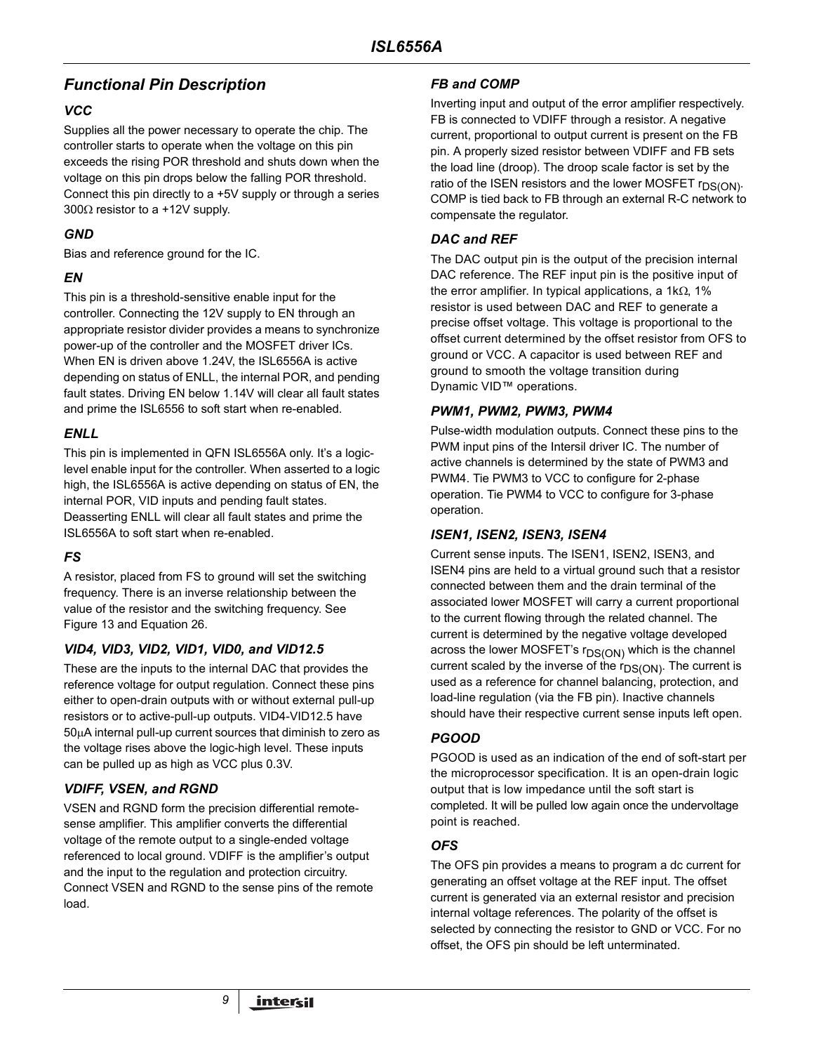## Functional Pin Description

### VCC

Supplies all the power necessary to operate the chip. The controller starts to operate when the voltage on this pin exceeds the rising POR threshold and shuts down when the voltage on this pin drops below the falling POR threshold. Connect this pin directly to a +5V supply or through a series 300Ω resistor to a +12V supply.

### GND

Bias and reference ground for the IC.

### EN

This pin is a threshold-sensitive enable input for the controller. Connecting the 12V supply to EN through an appropriate resistor divider provides a means to synchronize power-up of the controller and the MOSFET driver ICs. When EN is driven above 1.24V, the ISL6556A is active depending on status of ENLL, the internal POR, and pending fault states. Driving EN below 1.14V will clear all fault states and prime the ISL6556 to soft start when re-enabled.

### ENLL

This pin is implemented in QFN ISL6556A only. It's a logic-level enable input for the controller. When asserted to a logic high, the ISL6556A is active depending on status of EN, the internal POR, VID inputs and pending fault states. Deasserting ENLL will clear all fault states and prime the ISL6556A to soft start when re-enabled.

### FS

A resistor, placed from FS to ground will set the switching frequency. There is an inverse relationship between the value of the resistor and the switching frequency. See Figure 13 and Equation 26.

### VID4, VID3, VID2, VID1, VID0, and VID12.5

These are the inputs to the internal DAC that provides the reference voltage for output regulation. Connect these pins either to open-drain outputs with or without external pull-up resistors or to active-pull-up outputs. VID4-VID12.5 have 50μA internal pull-up current sources that diminish to zero as the voltage rises above the logic-high level. These inputs can be pulled up as high as VCC plus 0.3V.

### VDIFF, VSEN, and RGND

VSEN and RGND form the precision differential remote-sense amplifier. This amplifier converts the differential voltage of the remote output to a single-ended voltage referenced to local ground. VDIFF is the amplifier's output and the input to the regulation and protection circuitry. Connect VSEN and RGND to the sense pins of the remote load.

### FB and COMP

Inverting input and output of the error amplifier respectively. FB is connected to VDIFF through a resistor. A negative current, proportional to output current is present on the FB pin. A properly sized resistor between VDIFF and FB sets the load line (droop). The droop scale factor is set by the ratio of the ISEN resistors and the lower MOSFET $r_{DS(ON)}$. COMP is tied back to FB through an external R-C network to compensate the regulator.

### DAC and REF

The DAC output pin is the output of the precision internal DAC reference. The REF input pin is the positive input of the error amplifier. In typical applications, a 1kΩ, 1% resistor is used between DAC and REF to generate a precise offset voltage. This voltage is proportional to the offset current determined by the offset resistor from OFS to ground or VCC. A capacitor is used between REF and ground to smooth the voltage transition during Dynamic VID™ operations.

### PWM1, PWM2, PWM3, PWM4

Pulse-width modulation outputs. Connect these pins to the PWM input pins of the Intersil driver IC. The number of active channels is determined by the state of PWM3 and PWM4. Tie PWM3 to VCC to configure for 2-phase operation. Tie PWM4 to VCC to configure for 3-phase operation.

### ISEN1, ISEN2, ISEN3, ISEN4

Current sense inputs. The ISEN1, ISEN2, ISEN3, and ISEN4 pins are held to a virtual ground such that a resistor connected between them and the drain terminal of the associated lower MOSFET will carry a current proportional to the current flowing through the related channel. The current is determined by the negative voltage developed across the lower MOSFET's $r_{DS(ON)}$ which is the channel current scaled by the inverse of the $r_{DS(ON)}$. The current is used as a reference for channel balancing, protection, and load-line regulation (via the FB pin). Inactive channels should have their respective current sense inputs left open.

### PGOOD

PGOOD is used as an indication of the end of soft-start per the microprocessor specification. It is an open-drain logic output that is low impedance until the soft start is completed. It will be pulled low again once the undervoltage point is reached.

### OFS

The OFS pin provides a means to program a dc current for generating an offset voltage at the REF input. The offset current is generated via an external resistor and precision internal voltage references. The polarity of the offset is selected by connecting the resistor to GND or VCC. For no offset, the OFS pin should be left unterminated.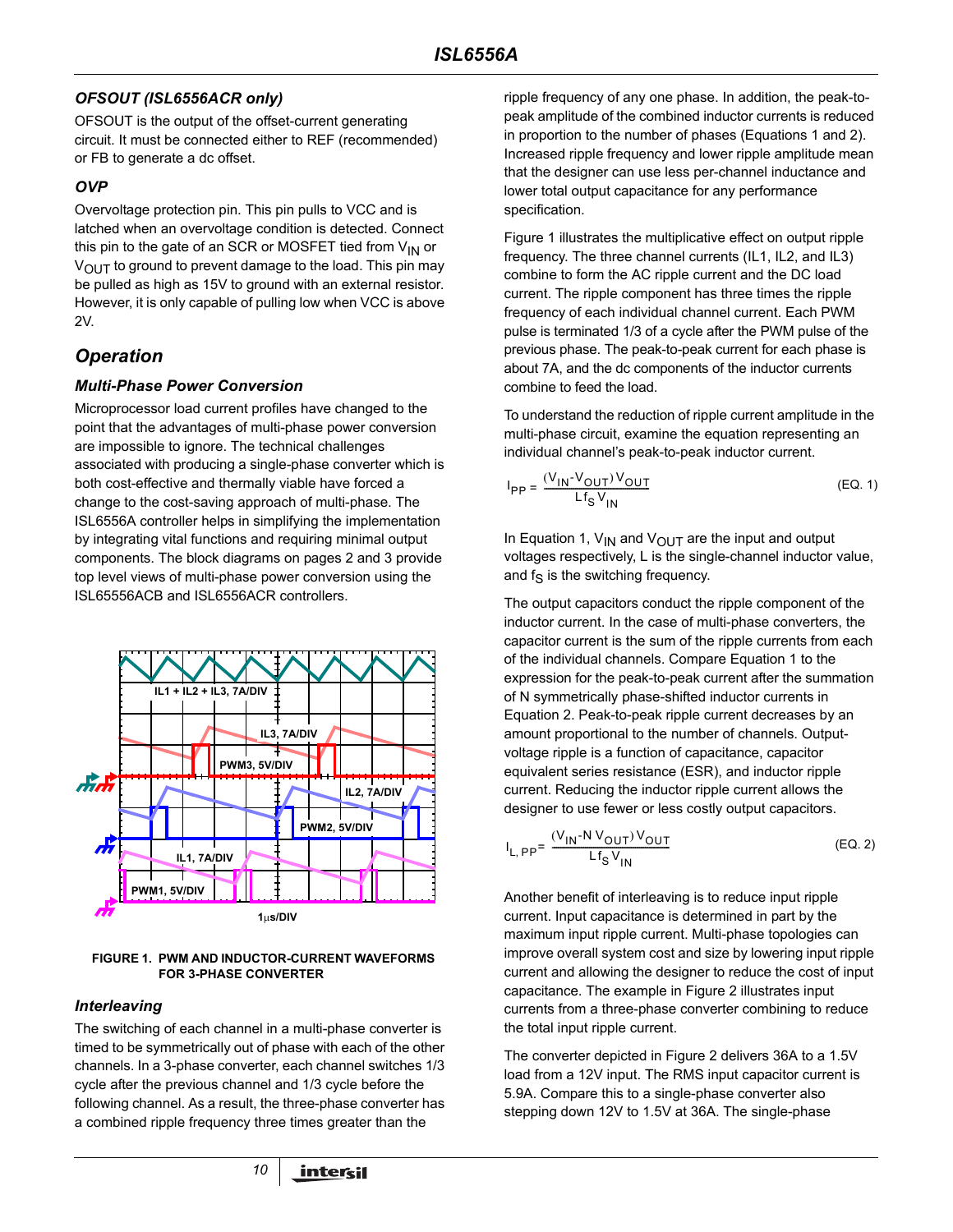### OFSOUT (ISL6556ACR only)

OFSOUT is the output of the offset-current generating circuit. It must be connected either to REF (recommended) or FB to generate a dc offset.

### OVP

Overvoltage protection pin. This pin pulls to VCC and is latched when an overvoltage condition is detected. Connect this pin to the gate of an SCR or MOSFET tied from $V_{IN}$ or $V_{OUT}$ to ground to prevent damage to the load. This pin may be pulled as high as 15V to ground with an external resistor. However, it is only capable of pulling low when VCC is above 2V.

## Operation

### Multi-Phase Power Conversion

Microprocessor load current profiles have changed to the point that the advantages of multi-phase power conversion are impossible to ignore. The technical challenges associated with producing a single-phase converter which is both cost-effective and thermally viable have forced a change to the cost-saving approach of multi-phase. The ISL6556A controller helps in simplifying the implementation by integrating vital functions and requiring minimal output components. The block diagrams on pages 2 and 3 provide top level views of multi-phase power conversion using the ISL65556ACB and ISL6556ACR controllers.

IL1 + IL2 + IL3, 7A/DIV

IL3, 7A/DIV

PWM3, 5V/DIV

IL2, 7A/DIV

PWM2, 5V/DIV

IL1, 7A/DIV

PWM1, 5V/DIV

1μs/DIV

**FIGURE 1. PWM AND INDUCTOR-CURRENT WAVEFORMS FOR 3-PHASE CONVERTER**

### Interleaving

The switching of each channel in a multi-phase converter is timed to be symmetrically out of phase with each of the other channels. In a 3-phase converter, each channel switches 1/3 cycle after the previous channel and 1/3 cycle before the following channel. As a result, the three-phase converter has a combined ripple frequency three times greater than the ripple frequency of any one phase. In addition, the peak-to-peak amplitude of the combined inductor currents is reduced in proportion to the number of phases (Equations 1 and 2). Increased ripple frequency and lower ripple amplitude mean that the designer can use less per-channel inductance and lower total output capacitance for any performance specification.

Figure 1 illustrates the multiplicative effect on output ripple frequency. The three channel currents (IL1, IL2, and IL3) combine to form the AC ripple current and the DC load current. The ripple component has three times the ripple frequency of each individual channel current. Each PWM pulse is terminated 1/3 of a cycle after the PWM pulse of the previous phase. The peak-to-peak current for each phase is about 7A, and the dc components of the inductor currents combine to feed the load.

To understand the reduction of ripple current amplitude in the multi-phase circuit, examine the equation representing an individual channel's peak-to-peak inductor current.

$$I_{PP} = \frac{(V_{IN} - V_{OUT})V_{OUT}}{L f_S V_{IN}} \quad \text{(EQ. 1)}$$

In Equation 1, $V_{IN}$ and $V_{OUT}$ are the input and output voltages respectively, L is the single-channel inductor value, and $f_S$ is the switching frequency.

The output capacitors conduct the ripple component of the inductor current. In the case of multi-phase converters, the capacitor current is the sum of the ripple currents from each of the individual channels. Compare Equation 1 to the expression for the peak-to-peak current after the summation of N symmetrically phase-shifted inductor currents in Equation 2. Peak-to-peak ripple current decreases by an amount proportional to the number of channels. Output-voltage ripple is a function of capacitance, capacitor equivalent series resistance (ESR), and inductor ripple current. Reducing the inductor ripple current allows the designer to use fewer or less costly output capacitors.

$$I_{L,PP} = \frac{(V_{IN} - N\,V_{OUT})V_{OUT}}{L f_S V_{IN}} \quad \text{(EQ. 2)}$$

Another benefit of interleaving is to reduce input ripple current. Input capacitance is determined in part by the maximum input ripple current. Multi-phase topologies can improve overall system cost and size by lowering input ripple current and allowing the designer to reduce the cost of input capacitance. The example in Figure 2 illustrates input currents from a three-phase converter combining to reduce the total input ripple current.

The converter depicted in Figure 2 delivers 36A to a 1.5V load from a 12V input. The RMS input capacitor current is 5.9A. Compare this to a single-phase converter also stepping down 12V to 1.5V at 36A. The single-phase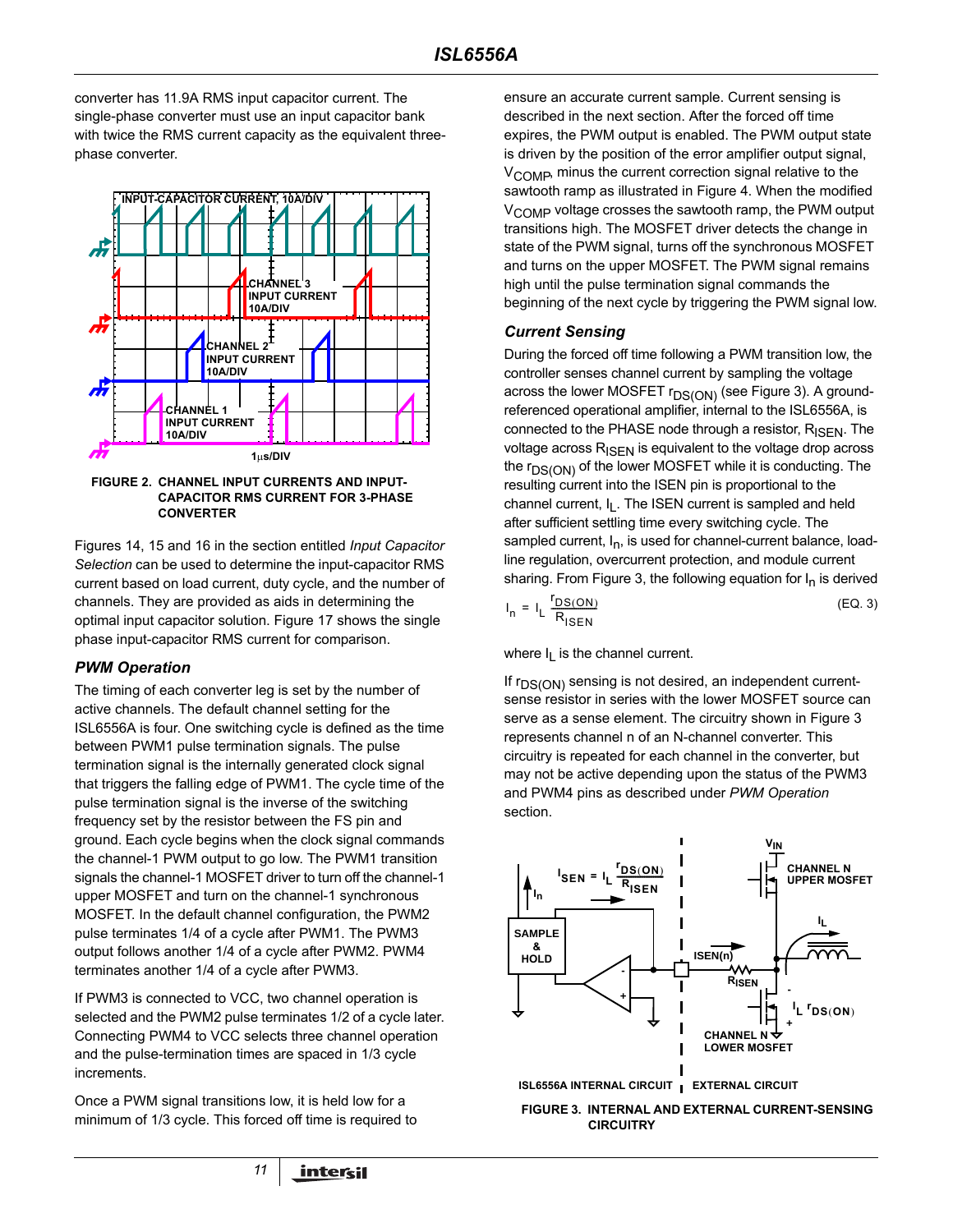converter has 11.9A RMS input capacitor current. The single-phase converter must use an input capacitor bank with twice the RMS current capacity as the equivalent three-phase converter.

INPUT-CAPACITOR CURRENT, 10A/DIV

CHANNEL 3
INPUT CURRENT
10A/DIV

CHANNEL 2
INPUT CURRENT
10A/DIV

CHANNEL 1
INPUT CURRENT
10A/DIV

1µs/DIV

**FIGURE 2. CHANNEL INPUT CURRENTS AND INPUT-CAPACITOR RMS CURRENT FOR 3-PHASE CONVERTER**

Figures 14, 15 and 16 in the section entitled *Input Capacitor Selection* can be used to determine the input-capacitor RMS current based on load current, duty cycle, and the number of channels. They are provided as aids in determining the optimal input capacitor solution. Figure 17 shows the single phase input-capacitor RMS current for comparison.

### PWM Operation

The timing of each converter leg is set by the number of active channels. The default channel setting for the ISL6556A is four. One switching cycle is defined as the time between PWM1 pulse termination signals. The pulse termination signal is the internally generated clock signal that triggers the falling edge of PWM1. The cycle time of the pulse termination signal is the inverse of the switching frequency set by the resistor between the FS pin and ground. Each cycle begins when the clock signal commands the channel-1 PWM output to go low. The PWM1 transition signals the channel-1 MOSFET driver to turn off the channel-1 upper MOSFET and turn on the channel-1 synchronous MOSFET. In the default channel configuration, the PWM2 pulse terminates 1/4 of a cycle after PWM1. The PWM3 output follows another 1/4 of a cycle after PWM2. PWM4 terminates another 1/4 of a cycle after PWM3.

If PWM3 is connected to VCC, two channel operation is selected and the PWM2 pulse terminates 1/2 of a cycle later. Connecting PWM4 to VCC selects three channel operation and the pulse-termination times are spaced in 1/3 cycle increments.

Once a PWM signal transitions low, it is held low for a minimum of 1/3 cycle. This forced off time is required to ensure an accurate current sample. Current sensing is described in the next section. After the forced off time expires, the PWM output is enabled. The PWM output state is driven by the position of the error amplifier output signal, $V_{COMP}$, minus the current correction signal relative to the sawtooth ramp as illustrated in Figure 4. When the modified $V_{COMP}$ voltage crosses the sawtooth ramp, the PWM output transitions high. The MOSFET driver detects the change in state of the PWM signal, turns off the synchronous MOSFET and turns on the upper MOSFET. The PWM signal remains high until the pulse termination signal commands the beginning of the next cycle by triggering the PWM signal low.

### Current Sensing

During the forced off time following a PWM transition low, the controller senses channel current by sampling the voltage across the lower MOSFET $r_{DS(ON)}$ (see Figure 3). A ground-referenced operational amplifier, internal to the ISL6556A, is connected to the PHASE node through a resistor, $R_{ISEN}$. The voltage across $R_{ISEN}$ is equivalent to the voltage drop across the $r_{DS(ON)}$ of the lower MOSFET while it is conducting. The resulting current into the ISEN pin is proportional to the channel current, $I_L$. The ISEN current is sampled and held after sufficient settling time every switching cycle. The sampled current, $I_n$, is used for channel-current balance, load-line regulation, overcurrent protection, and module current sharing. From Figure 3, the following equation for $I_n$ is derived

$$I_n = I_L \frac{r_{DS(ON)}}{R_{ISEN}} \qquad \text{(EQ. 3)}$$

where $I_L$ is the channel current.

If $r_{DS(ON)}$ sensing is not desired, an independent current-sense resistor in series with the lower MOSFET source can serve as a sense element. The circuitry shown in Figure 3 represents channel n of an N-channel converter. This circuitry is repeated for each channel in the converter, but may not be active depending upon the status of the PWM3 and PWM4 pins as described under *PWM Operation* section.

$I_{SEN} = I_L \frac{r_{DS(ON)}}{R_{ISEN}}$

$I_n$

SAMPLE & HOLD

ISEN(n)

$R_{ISEN}$

$V_{IN}$

CHANNEL N UPPER MOSFET

$I_L$

$I_L\ r_{DS(ON)}$

CHANNEL N LOWER MOSFET

ISL6556A INTERNAL CIRCUIT

EXTERNAL CIRCUIT

**FIGURE 3. INTERNAL AND EXTERNAL CURRENT-SENSING CIRCUITRY**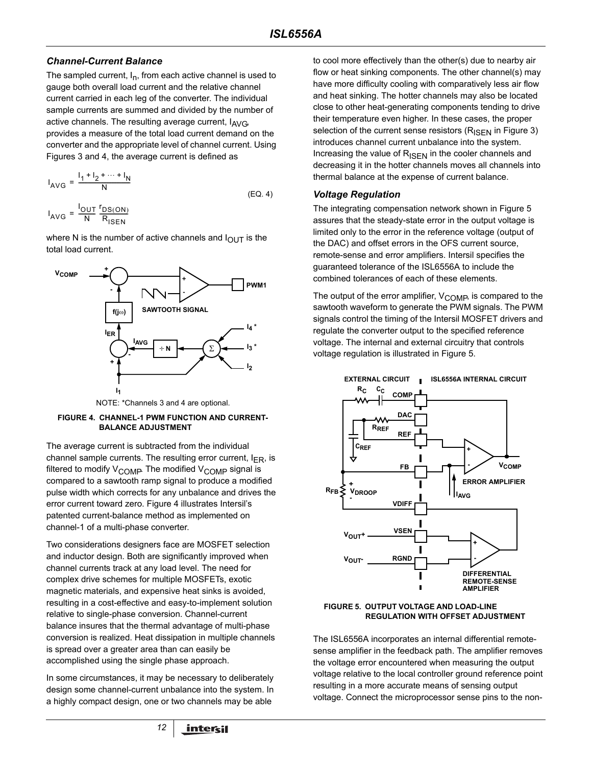### *Channel-Current Balance*

The sampled current, $I_n$, from each active channel is used to gauge both overall load current and the relative channel current carried in each leg of the converter. The individual sample currents are summed and divided by the number of active channels. The resulting average current, $I_{AVG}$, provides a measure of the total load current demand on the converter and the appropriate level of channel current. Using Figures 3 and 4, the average current is defined as

$$I_{AVG} = \frac{I_1 + I_2 + \cdots + I_N}{N}$$

$$I_{AVG} = \frac{I_{OUT}}{N} \frac{r_{DS(ON)}}{R_{ISEN}} \qquad \text{(EQ. 4)}$$

where N is the number of active channels and $I_{OUT}$ is the total load current.

VCOMP
PWM1
SAWTOOTH SIGNAL
f(jω)
IER
IAVG
÷ N
Σ
I4 *
I3 *
I2
I1

NOTE: *Channels 3 and 4 are optional.

**FIGURE 4. CHANNEL-1 PWM FUNCTION AND CURRENT-BALANCE ADJUSTMENT**

The average current is subtracted from the individual channel sample currents. The resulting error current, $I_{ER}$, is filtered to modify $V_{COMP}$. The modified $V_{COMP}$ signal is compared to a sawtooth ramp signal to produce a modified pulse width which corrects for any unbalance and drives the error current toward zero. Figure 4 illustrates Intersil's patented current-balance method as implemented on channel-1 of a multi-phase converter.

Two considerations designers face are MOSFET selection and inductor design. Both are significantly improved when channel currents track at any load level. The need for complex drive schemes for multiple MOSFETs, exotic magnetic materials, and expensive heat sinks is avoided, resulting in a cost-effective and easy-to-implement solution relative to single-phase conversion. Channel-current balance insures that the thermal advantage of multi-phase conversion is realized. Heat dissipation in multiple channels is spread over a greater area than can easily be accomplished using the single phase approach.

In some circumstances, it may be necessary to deliberately design some channel-current unbalance into the system. In a highly compact design, one or two channels may be able to cool more effectively than the other(s) due to nearby air flow or heat sinking components. The other channel(s) may have more difficulty cooling with comparatively less air flow and heat sinking. The hotter channels may also be located close to other heat-generating components tending to drive their temperature even higher. In these cases, the proper selection of the current sense resistors ($R_{ISEN}$ in Figure 3) introduces channel current unbalance into the system. Increasing the value of $R_{ISEN}$ in the cooler channels and decreasing it in the hotter channels moves all channels into thermal balance at the expense of current balance.

### *Voltage Regulation*

The integrating compensation network shown in Figure 5 assures that the steady-state error in the output voltage is limited only to the error in the reference voltage (output of the DAC) and offset errors in the OFS current source, remote-sense and error amplifiers. Intersil specifies the guaranteed tolerance of the ISL6556A to include the combined tolerances of each of these elements.

The output of the error amplifier, $V_{COMP}$, is compared to the sawtooth waveform to generate the PWM signals. The PWM signals control the timing of the Intersil MOSFET drivers and regulate the converter output to the specified reference voltage. The internal and external circuitry that controls voltage regulation is illustrated in Figure 5.

EXTERNAL CIRCUIT
ISL6556A INTERNAL CIRCUIT
RC
CC
COMP
DAC
RREF
REF
CREF
FB
VCOMP
ERROR AMPLIFIER
RFB
VDROOP
IAVG
VDIFF
VOUT+
VSEN
VOUT-
RGND
DIFFERENTIAL REMOTE-SENSE AMPLIFIER

**FIGURE 5. OUTPUT VOLTAGE AND LOAD-LINE REGULATION WITH OFFSET ADJUSTMENT**

The ISL6556A incorporates an internal differential remote-sense amplifier in the feedback path. The amplifier removes the voltage error encountered when measuring the output voltage relative to the local controller ground reference point resulting in a more accurate means of sensing output voltage. Connect the microprocessor sense pins to the non-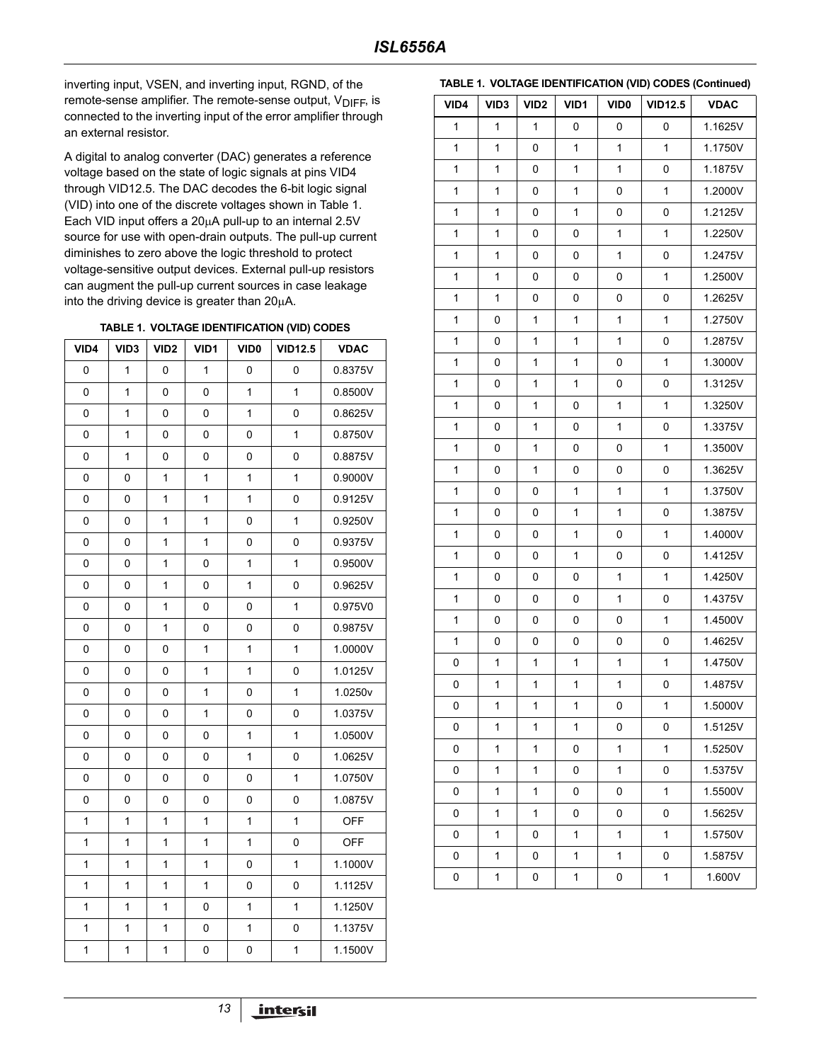inverting input, VSEN, and inverting input, RGND, of the remote-sense amplifier. The remote-sense output, $V_{DIFF}$, is connected to the inverting input of the error amplifier through an external resistor.

A digital to analog converter (DAC) generates a reference voltage based on the state of logic signals at pins VID4 through VID12.5. The DAC decodes the 6-bit logic signal (VID) into one of the discrete voltages shown in Table 1. Each VID input offers a 20μA pull-up to an internal 2.5V source for use with open-drain outputs. The pull-up current diminishes to zero above the logic threshold to protect voltage-sensitive output devices. External pull-up resistors can augment the pull-up current sources in case leakage into the driving device is greater than 20μA.

**TABLE 1. VOLTAGE IDENTIFICATION (VID) CODES**

| VID4 | VID3 | VID2 | VID1 | VID0 | VID12.5 | VDAC |
|---|---|---|---|---|---|---|
| 0 | 1 | 0 | 1 | 0 | 0 | 0.8375V |
| 0 | 1 | 0 | 0 | 1 | 1 | 0.8500V |
| 0 | 1 | 0 | 0 | 1 | 0 | 0.8625V |
| 0 | 1 | 0 | 0 | 0 | 1 | 0.8750V |
| 0 | 1 | 0 | 0 | 0 | 0 | 0.8875V |
| 0 | 0 | 1 | 1 | 1 | 1 | 0.9000V |
| 0 | 0 | 1 | 1 | 1 | 0 | 0.9125V |
| 0 | 0 | 1 | 1 | 0 | 1 | 0.9250V |
| 0 | 0 | 1 | 1 | 0 | 0 | 0.9375V |
| 0 | 0 | 1 | 0 | 1 | 1 | 0.9500V |
| 0 | 0 | 1 | 0 | 1 | 0 | 0.9625V |
| 0 | 0 | 1 | 0 | 0 | 1 | 0.975V0 |
| 0 | 0 | 1 | 0 | 0 | 0 | 0.9875V |
| 0 | 0 | 0 | 1 | 1 | 1 | 1.0000V |
| 0 | 0 | 0 | 1 | 1 | 0 | 1.0125V |
| 0 | 0 | 0 | 1 | 0 | 1 | 1.0250v |
| 0 | 0 | 0 | 1 | 0 | 0 | 1.0375V |
| 0 | 0 | 0 | 0 | 1 | 1 | 1.0500V |
| 0 | 0 | 0 | 0 | 1 | 0 | 1.0625V |
| 0 | 0 | 0 | 0 | 0 | 1 | 1.0750V |
| 0 | 0 | 0 | 0 | 0 | 0 | 1.0875V |
| 1 | 1 | 1 | 1 | 1 | 1 | OFF |
| 1 | 1 | 1 | 1 | 1 | 0 | OFF |
| 1 | 1 | 1 | 1 | 0 | 1 | 1.1000V |
| 1 | 1 | 1 | 1 | 0 | 0 | 1.1125V |
| 1 | 1 | 1 | 0 | 1 | 1 | 1.1250V |
| 1 | 1 | 1 | 0 | 1 | 0 | 1.1375V |
| 1 | 1 | 1 | 0 | 0 | 1 | 1.1500V |

**TABLE 1. VOLTAGE IDENTIFICATION (VID) CODES (Continued)**

| VID4 | VID3 | VID2 | VID1 | VID0 | VID12.5 | VDAC |
|---|---|---|---|---|---|---|
| 1 | 1 | 1 | 0 | 0 | 0 | 1.1625V |
| 1 | 1 | 0 | 1 | 1 | 1 | 1.1750V |
| 1 | 1 | 0 | 1 | 1 | 0 | 1.1875V |
| 1 | 1 | 0 | 1 | 0 | 1 | 1.2000V |
| 1 | 1 | 0 | 1 | 0 | 0 | 1.2125V |
| 1 | 1 | 0 | 0 | 1 | 1 | 1.2250V |
| 1 | 1 | 0 | 0 | 1 | 0 | 1.2475V |
| 1 | 1 | 0 | 0 | 0 | 1 | 1.2500V |
| 1 | 1 | 0 | 0 | 0 | 0 | 1.2625V |
| 1 | 0 | 1 | 1 | 1 | 1 | 1.2750V |
| 1 | 0 | 1 | 1 | 1 | 0 | 1.2875V |
| 1 | 0 | 1 | 1 | 0 | 1 | 1.3000V |
| 1 | 0 | 1 | 1 | 0 | 0 | 1.3125V |
| 1 | 0 | 1 | 0 | 1 | 1 | 1.3250V |
| 1 | 0 | 1 | 0 | 1 | 0 | 1.3375V |
| 1 | 0 | 1 | 0 | 0 | 1 | 1.3500V |
| 1 | 0 | 1 | 0 | 0 | 0 | 1.3625V |
| 1 | 0 | 0 | 1 | 1 | 1 | 1.3750V |
| 1 | 0 | 0 | 1 | 1 | 0 | 1.3875V |
| 1 | 0 | 0 | 1 | 0 | 1 | 1.4000V |
| 1 | 0 | 0 | 1 | 0 | 0 | 1.4125V |
| 1 | 0 | 0 | 0 | 1 | 1 | 1.4250V |
| 1 | 0 | 0 | 0 | 1 | 0 | 1.4375V |
| 1 | 0 | 0 | 0 | 0 | 1 | 1.4500V |
| 1 | 0 | 0 | 0 | 0 | 0 | 1.4625V |
| 0 | 1 | 1 | 1 | 1 | 1 | 1.4750V |
| 0 | 1 | 1 | 1 | 1 | 0 | 1.4875V |
| 0 | 1 | 1 | 1 | 0 | 1 | 1.5000V |
| 0 | 1 | 1 | 1 | 0 | 0 | 1.5125V |
| 0 | 1 | 1 | 0 | 1 | 1 | 1.5250V |
| 0 | 1 | 1 | 0 | 1 | 0 | 1.5375V |
| 0 | 1 | 1 | 0 | 0 | 1 | 1.5500V |
| 0 | 1 | 1 | 0 | 0 | 0 | 1.5625V |
| 0 | 1 | 0 | 1 | 1 | 1 | 1.5750V |
| 0 | 1 | 0 | 1 | 1 | 0 | 1.5875V |
| 0 | 1 | 0 | 1 | 0 | 1 | 1.600V |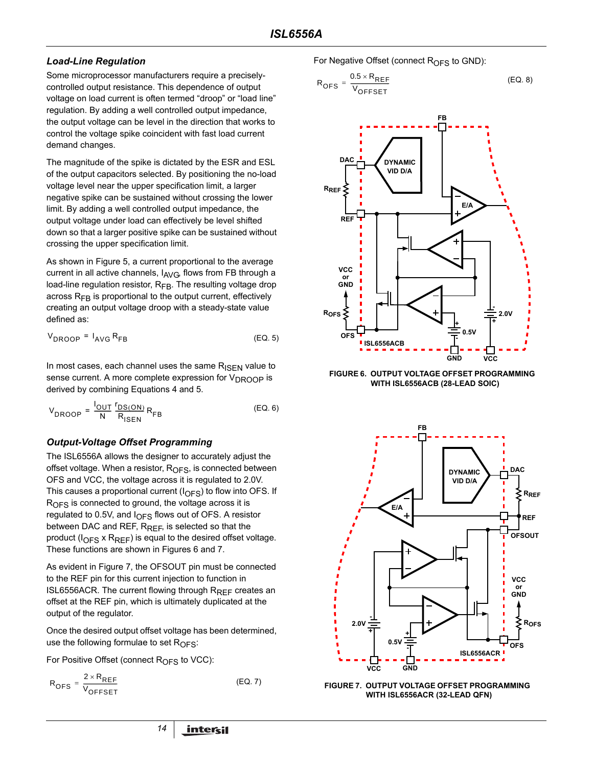### Load-Line Regulation

Some microprocessor manufacturers require a precisely-controlled output resistance. This dependence of output voltage on load current is often termed “droop” or “load line” regulation. By adding a well controlled output impedance, the output voltage can be level in the direction that works to control the voltage spike coincident with fast load current demand changes.

The magnitude of the spike is dictated by the ESR and ESL of the output capacitors selected. By positioning the no-load voltage level near the upper specification limit, a larger negative spike can be sustained without crossing the lower limit. By adding a well controlled output impedance, the output voltage under load can effectively be level shifted down so that a larger positive spike can be sustained without crossing the upper specification limit.

As shown in Figure 5, a current proportional to the average current in all active channels, $I_{AVG}$, flows from FB through a load-line regulation resistor, $R_{FB}$. The resulting voltage drop across $R_{FB}$ is proportional to the output current, effectively creating an output voltage droop with a steady-state value defined as:

$$V_{DROOP} = I_{AVG} R_{FB} \tag{EQ. 5}$$

In most cases, each channel uses the same $R_{ISEN}$ value to sense current. A more complete expression for $V_{DROOP}$ is derived by combining Equations 4 and 5.

$$V_{DROOP} = \frac{I_{OUT}}{N} \frac{r_{DS(ON)}}{R_{ISEN}} R_{FB} \tag{EQ. 6}$$

### Output-Voltage Offset Programming

The ISL6556A allows the designer to accurately adjust the offset voltage. When a resistor, $R_{OFS}$, is connected between OFS and VCC, the voltage across it is regulated to 2.0V. This causes a proportional current ($I_{OFS}$) to flow into OFS. If $R_{OFS}$ is connected to ground, the voltage across it is regulated to 0.5V, and $I_{OFS}$ flows out of OFS. A resistor between DAC and REF, $R_{REF}$, is selected so that the product ($I_{OFS}$ x $R_{REF}$) is equal to the desired offset voltage. These functions are shown in Figures 6 and 7.

As evident in Figure 7, the OFSOUT pin must be connected to the REF pin for this current injection to function in ISL6556ACR. The current flowing through $R_{REF}$ creates an offset at the REF pin, which is ultimately duplicated at the output of the regulator.

Once the desired output offset voltage has been determined, use the following formulae to set $R_{OFS}$:

For Positive Offset (connect $R_{OFS}$ to VCC):

$$R_{OFS} = \frac{2 \times R_{REF}}{V_{OFFSET}} \tag{EQ. 7}$$

For Negative Offset (connect $R_{OFS}$ to GND):

$$R_{OFS} = \frac{0.5 \times R_{REF}}{V_{OFFSET}} \tag{EQ. 8}$$

FB
DAC
DYNAMIC VID D/A
RREF
REF
E/A
VCC or GND
ROFS
OFS
2.0V
0.5V
ISL6556ACB
GND
VCC

FIGURE 6. OUTPUT VOLTAGE OFFSET PROGRAMMING WITH ISL6556ACB (28-LEAD SOIC)

FB
DYNAMIC VID D/A
DAC
RREF
E/A
REF
OFSOUT
VCC or GND
ROFS
2.0V
0.5V
OFS
ISL6556ACR
VCC
GND

FIGURE 7. OUTPUT VOLTAGE OFFSET PROGRAMMING WITH ISL6556ACR (32-LEAD QFN)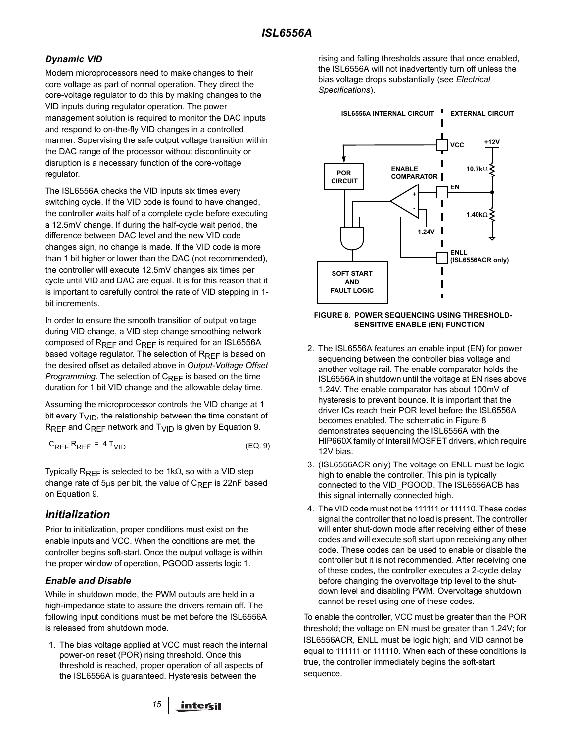## Dynamic VID

Modern microprocessors need to make changes to their core voltage as part of normal operation. They direct the core-voltage regulator to do this by making changes to the VID inputs during regulator operation. The power management solution is required to monitor the DAC inputs and respond to on-the-fly VID changes in a controlled manner. Supervising the safe output voltage transition within the DAC range of the processor without discontinuity or disruption is a necessary function of the core-voltage regulator.

The ISL6556A checks the VID inputs six times every switching cycle. If the VID code is found to have changed, the controller waits half of a complete cycle before executing a 12.5mV change. If during the half-cycle wait period, the difference between DAC level and the new VID code changes sign, no change is made. If the VID code is more than 1 bit higher or lower than the DAC (not recommended), the controller will execute 12.5mV changes six times per cycle until VID and DAC are equal. It is for this reason that it is important to carefully control the rate of VID stepping in 1-bit increments.

In order to ensure the smooth transition of output voltage during VID change, a VID step change smoothing network composed of $R_{REF}$ and $C_{REF}$ is required for an ISL6556A based voltage regulator. The selection of $R_{REF}$ is based on the desired offset as detailed above in *Output-Voltage Offset Programming*. The selection of $C_{REF}$ is based on the time duration for 1 bit VID change and the allowable delay time.

Assuming the microprocessor controls the VID change at 1 bit every $T_{VID}$, the relationship between the time constant of $R_{REF}$ and $C_{REF}$ network and $T_{VID}$ is given by Equation 9.

$$C_{REF} R_{REF} = 4 T_{VID} \qquad \text{(EQ. 9)}$$

Typically $R_{REF}$ is selected to be 1kΩ, so with a VID step change rate of 5μs per bit, the value of $C_{REF}$ is 22nF based on Equation 9.

# Initialization

Prior to initialization, proper conditions must exist on the enable inputs and VCC. When the conditions are met, the controller begins soft-start. Once the output voltage is within the proper window of operation, PGOOD asserts logic 1.

## Enable and Disable

While in shutdown mode, the PWM outputs are held in a high-impedance state to assure the drivers remain off. The following input conditions must be met before the ISL6556A is released from shutdown mode.

1. The bias voltage applied at VCC must reach the internal power-on reset (POR) rising threshold. Once this threshold is reached, proper operation of all aspects of the ISL6556A is guaranteed. Hysteresis between the rising and falling thresholds assure that once enabled, the ISL6556A will not inadvertently turn off unless the bias voltage drops substantially (see *Electrical Specifications*).

ISL6556A INTERNAL CIRCUIT
EXTERNAL CIRCUIT
VCC
+12V
POR CIRCUIT
ENABLE COMPARATOR
10.7kΩ
EN
+
-
1.40kΩ
1.24V
ENLL (ISL6556ACR only)
SOFT START AND FAULT LOGIC

**FIGURE 8. POWER SEQUENCING USING THRESHOLD-SENSITIVE ENABLE (EN) FUNCTION**

2. The ISL6556A features an enable input (EN) for power sequencing between the controller bias voltage and another voltage rail. The enable comparator holds the ISL6556A in shutdown until the voltage at EN rises above 1.24V. The enable comparator has about 100mV of hysteresis to prevent bounce. It is important that the driver ICs reach their POR level before the ISL6556A becomes enabled. The schematic in Figure 8 demonstrates sequencing the ISL6556A with the HIP660X family of Intersil MOSFET drivers, which require 12V bias.
3. (ISL6556ACR only) The voltage on ENLL must be logic high to enable the controller. This pin is typically connected to the VID_PGOOD. The ISL6556ACB has this signal internally connected high.
4. The VID code must not be 111111 or 111110. These codes signal the controller that no load is present. The controller will enter shut-down mode after receiving either of these codes and will execute soft start upon receiving any other code. These codes can be used to enable or disable the controller but it is not recommended. After receiving one of these codes, the controller executes a 2-cycle delay before changing the overvoltage trip level to the shut-down level and disabling PWM. Overvoltage shutdown cannot be reset using one of these codes.

To enable the controller, VCC must be greater than the POR threshold; the voltage on EN must be greater than 1.24V; for ISL6556ACR, ENLL must be logic high; and VID cannot be equal to 111111 or 111110. When each of these conditions is true, the controller immediately begins the soft-start sequence.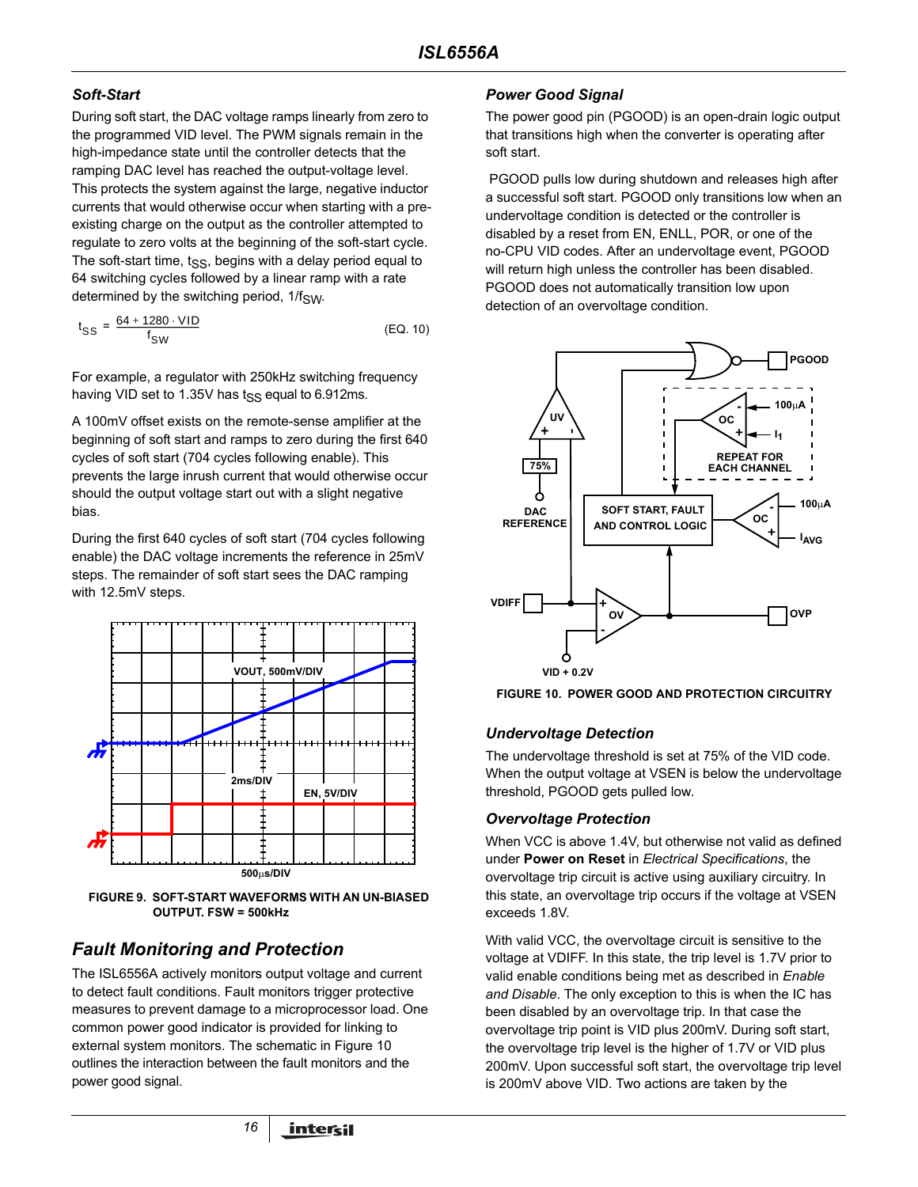### Soft-Start

During soft start, the DAC voltage ramps linearly from zero to the programmed VID level. The PWM signals remain in the high-impedance state until the controller detects that the ramping DAC level has reached the output-voltage level. This protects the system against the large, negative inductor currents that would otherwise occur when starting with a pre-existing charge on the output as the controller attempted to regulate to zero volts at the beginning of the soft-start cycle. The soft-start time, $t_{SS}$, begins with a delay period equal to 64 switching cycles followed by a linear ramp with a rate determined by the switching period, $1/f_{SW}$.

$$t_{SS} = \frac{64 + 1280 \cdot VID}{f_{SW}} \tag{EQ. 10}$$

For example, a regulator with 250kHz switching frequency having VID set to 1.35V has $t_{SS}$ equal to 6.912ms.

A 100mV offset exists on the remote-sense amplifier at the beginning of soft start and ramps to zero during the first 640 cycles of soft start (704 cycles following enable). This prevents the large inrush current that would otherwise occur should the output voltage start out with a slight negative bias.

During the first 640 cycles of soft start (704 cycles following enable) the DAC voltage increments the reference in 25mV steps. The remainder of soft start sees the DAC ramping with 12.5mV steps.

VOUT, 500mV/DIV

2ms/DIV

EN, 5V/DIV

500µs/DIV

FIGURE 9. SOFT-START WAVEFORMS WITH AN UN-BIASED OUTPUT. FSW = 500kHz

## Fault Monitoring and Protection

The ISL6556A actively monitors output voltage and current to detect fault conditions. Fault monitors trigger protective measures to prevent damage to a microprocessor load. One common power good indicator is provided for linking to external system monitors. The schematic in Figure 10 outlines the interaction between the fault monitors and the power good signal.

### Power Good Signal

The power good pin (PGOOD) is an open-drain logic output that transitions high when the converter is operating after soft start.

PGOOD pulls low during shutdown and releases high after a successful soft start. PGOOD only transitions low when an undervoltage condition is detected or the controller is disabled by a reset from EN, ENLL, POR, or one of the no-CPU VID codes. After an undervoltage event, PGOOD will return high unless the controller has been disabled. PGOOD does not automatically transition low upon detection of an overvoltage condition.

PGOOD

UV

75%

DAC REFERENCE

OC

100µA

$I_1$

REPEAT FOR EACH CHANNEL

SOFT START, FAULT AND CONTROL LOGIC

OC

100µA

$I_{AVG}$

VDIFF

OV

OVP

VID + 0.2V

FIGURE 10. POWER GOOD AND PROTECTION CIRCUITRY

### Undervoltage Detection

The undervoltage threshold is set at 75% of the VID code. When the output voltage at VSEN is below the undervoltage threshold, PGOOD gets pulled low.

### Overvoltage Protection

When VCC is above 1.4V, but otherwise not valid as defined under **Power on Reset** in *Electrical Specifications*, the overvoltage trip circuit is active using auxiliary circuitry. In this state, an overvoltage trip occurs if the voltage at VSEN exceeds 1.8V.

With valid VCC, the overvoltage circuit is sensitive to the voltage at VDIFF. In this state, the trip level is 1.7V prior to valid enable conditions being met as described in *Enable and Disable*. The only exception to this is when the IC has been disabled by an overvoltage trip. In that case the overvoltage trip point is VID plus 200mV. During soft start, the overvoltage trip level is the higher of 1.7V or VID plus 200mV. Upon successful soft start, the overvoltage trip level is 200mV above VID. Two actions are taken by the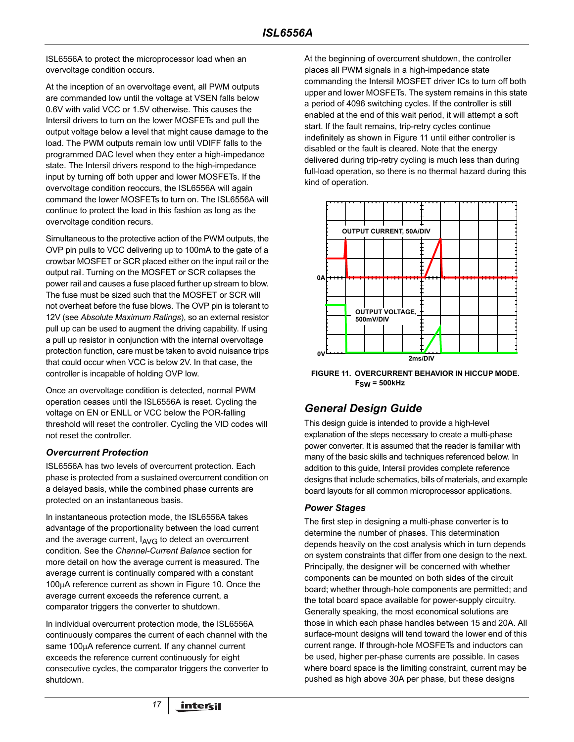ISL6556A to protect the microprocessor load when an overvoltage condition occurs.

At the inception of an overvoltage event, all PWM outputs are commanded low until the voltage at VSEN falls below 0.6V with valid VCC or 1.5V otherwise. This causes the Intersil drivers to turn on the lower MOSFETs and pull the output voltage below a level that might cause damage to the load. The PWM outputs remain low until VDIFF falls to the programmed DAC level when they enter a high-impedance state. The Intersil drivers respond to the high-impedance input by turning off both upper and lower MOSFETs. If the overvoltage condition reoccurs, the ISL6556A will again command the lower MOSFETs to turn on. The ISL6556A will continue to protect the load in this fashion as long as the overvoltage condition recurs.

Simultaneous to the protective action of the PWM outputs, the OVP pin pulls to VCC delivering up to 100mA to the gate of a crowbar MOSFET or SCR placed either on the input rail or the output rail. Turning on the MOSFET or SCR collapses the power rail and causes a fuse placed further up stream to blow. The fuse must be sized such that the MOSFET or SCR will not overheat before the fuse blows. The OVP pin is tolerant to 12V (see *Absolute Maximum Ratings*), so an external resistor pull up can be used to augment the driving capability. If using a pull up resistor in conjunction with the internal overvoltage protection function, care must be taken to avoid nuisance trips that could occur when VCC is below 2V. In that case, the controller is incapable of holding OVP low.

Once an overvoltage condition is detected, normal PWM operation ceases until the ISL6556A is reset. Cycling the voltage on EN or ENLL or VCC below the POR-falling threshold will reset the controller. Cycling the VID codes will not reset the controller.

### Overcurrent Protection

ISL6556A has two levels of overcurrent protection. Each phase is protected from a sustained overcurrent condition on a delayed basis, while the combined phase currents are protected on an instantaneous basis.

In instantaneous protection mode, the ISL6556A takes advantage of the proportionality between the load current and the average current, $I_{AVG}$ to detect an overcurrent condition. See the *Channel-Current Balance* section for more detail on how the average current is measured. The average current is continually compared with a constant 100µA reference current as shown in Figure 10. Once the average current exceeds the reference current, a comparator triggers the converter to shutdown.

In individual overcurrent protection mode, the ISL6556A continuously compares the current of each channel with the same 100µA reference current. If any channel current exceeds the reference current continuously for eight consecutive cycles, the comparator triggers the converter to shutdown.

At the beginning of overcurrent shutdown, the controller places all PWM signals in a high-impedance state commanding the Intersil MOSFET driver ICs to turn off both upper and lower MOSFETs. The system remains in this state a period of 4096 switching cycles. If the controller is still enabled at the end of this wait period, it will attempt a soft start. If the fault remains, trip-retry cycles continue indefinitely as shown in Figure 11 until either controller is disabled or the fault is cleared. Note that the energy delivered during trip-retry cycling is much less than during full-load operation, so there is no thermal hazard during this kind of operation.

OUTPUT CURRENT, 50A/DIV

0A

OUTPUT VOLTAGE, 500mV/DIV

0V

2ms/DIV

FIGURE 11. OVERCURRENT BEHAVIOR IN HICCUP MODE. $F_{SW}$ = 500kHz

## General Design Guide

This design guide is intended to provide a high-level explanation of the steps necessary to create a multi-phase power converter. It is assumed that the reader is familiar with many of the basic skills and techniques referenced below. In addition to this guide, Intersil provides complete reference designs that include schematics, bills of materials, and example board layouts for all common microprocessor applications.

### Power Stages

The first step in designing a multi-phase converter is to determine the number of phases. This determination depends heavily on the cost analysis which in turn depends on system constraints that differ from one design to the next. Principally, the designer will be concerned with whether components can be mounted on both sides of the circuit board; whether through-hole components are permitted; and the total board space available for power-supply circuitry. Generally speaking, the most economical solutions are those in which each phase handles between 15 and 20A. All surface-mount designs will tend toward the lower end of this current range. If through-hole MOSFETs and inductors can be used, higher per-phase currents are possible. In cases where board space is the limiting constraint, current may be pushed as high above 30A per phase, but these designs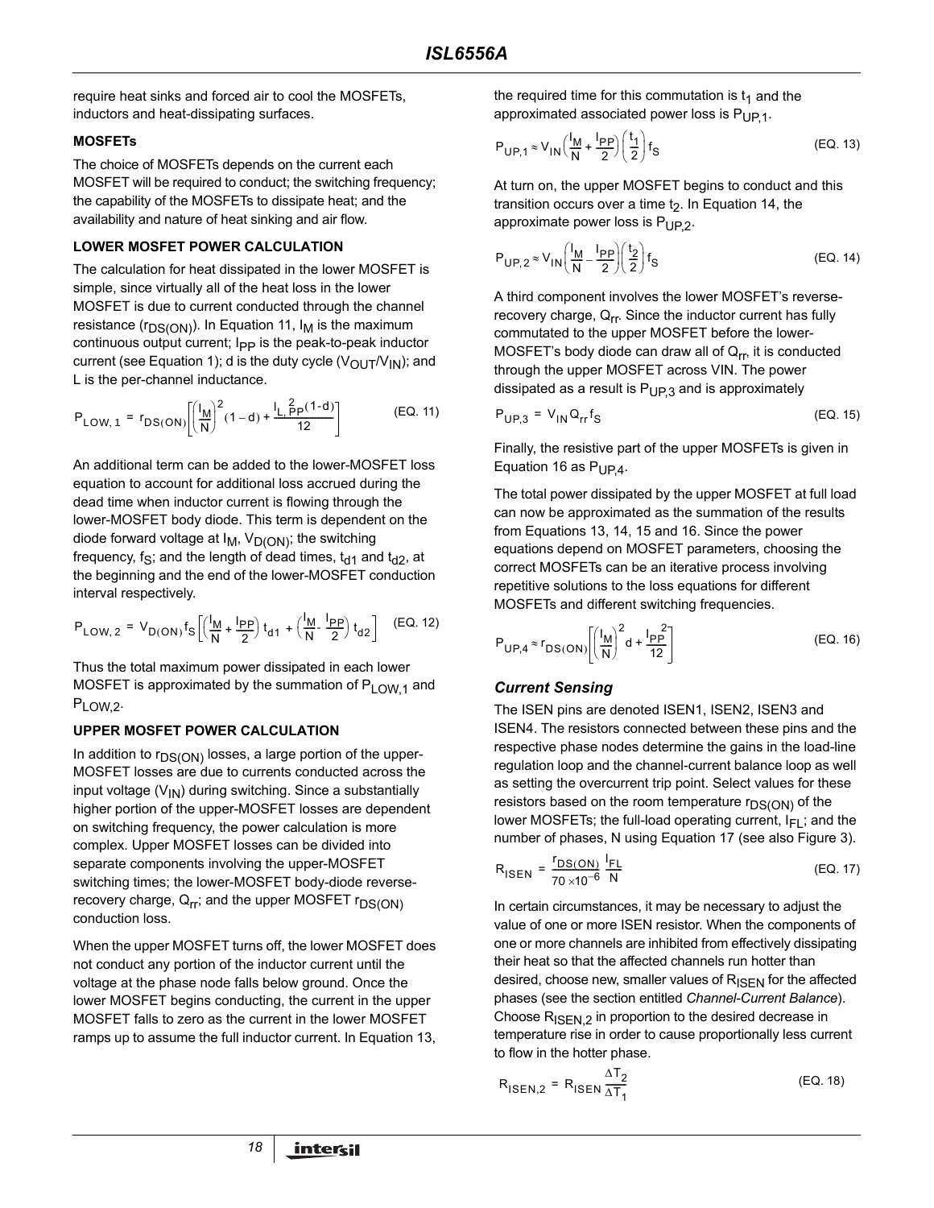require heat sinks and forced air to cool the MOSFETs, inductors and heat-dissipating surfaces.

**MOSFETs**

The choice of MOSFETs depends on the current each MOSFET will be required to conduct; the switching frequency; the capability of the MOSFETs to dissipate heat; and the availability and nature of heat sinking and air flow.

**LOWER MOSFET POWER CALCULATION**

The calculation for heat dissipated in the lower MOSFET is simple, since virtually all of the heat loss in the lower MOSFET is due to current conducted through the channel resistance ($r_{DS(ON)}$). In Equation 11, $I_M$ is the maximum continuous output current; $I_{PP}$ is the peak-to-peak inductor current (see Equation 1); d is the duty cycle ($V_{OUT}/V_{IN}$); and L is the per-channel inductance.

$$P_{LOW,1} = r_{DS(ON)}\left[\left(\frac{I_M}{N}\right)^2(1-d) + \frac{I_{L,PP}^2(1-d)}{12}\right] \quad \text{(EQ. 11)}$$

An additional term can be added to the lower-MOSFET loss equation to account for additional loss accrued during the dead time when inductor current is flowing through the lower-MOSFET body diode. This term is dependent on the diode forward voltage at $I_M$, $V_{D(ON)}$; the switching frequency, $f_S$; and the length of dead times, $t_{d1}$ and $t_{d2}$, at the beginning and the end of the lower-MOSFET conduction interval respectively.

$$P_{LOW,2} = V_{D(ON)} f_S\left[\left(\frac{I_M}{N} + \frac{I_{PP}}{2}\right)t_{d1} + \left(\frac{I_M}{N} - \frac{I_{PP}}{2}\right)t_{d2}\right] \quad \text{(EQ. 12)}$$

Thus the total maximum power dissipated in each lower MOSFET is approximated by the summation of $P_{LOW,1}$ and $P_{LOW,2}$.

**UPPER MOSFET POWER CALCULATION**

In addition to $r_{DS(ON)}$ losses, a large portion of the upper-MOSFET losses are due to currents conducted across the input voltage ($V_{IN}$) during switching. Since a substantially higher portion of the upper-MOSFET losses are dependent on switching frequency, the power calculation is more complex. Upper MOSFET losses can be divided into separate components involving the upper-MOSFET switching times; the lower-MOSFET body-diode reverse-recovery charge, $Q_{rr}$; and the upper MOSFET $r_{DS(ON)}$ conduction loss.

When the upper MOSFET turns off, the lower MOSFET does not conduct any portion of the inductor current until the voltage at the phase node falls below ground. Once the lower MOSFET begins conducting, the current in the upper MOSFET falls to zero as the current in the lower MOSFET ramps up to assume the full inductor current. In Equation 13, the required time for this commutation is $t_1$ and the approximated associated power loss is $P_{UP,1}$.

$$P_{UP,1} \approx V_{IN}\left(\frac{I_M}{N} + \frac{I_{PP}}{2}\right)\left(\frac{t_1}{2}\right)f_S \quad \text{(EQ. 13)}$$

At turn on, the upper MOSFET begins to conduct and this transition occurs over a time $t_2$. In Equation 14, the approximate power loss is $P_{UP,2}$.

$$P_{UP,2} \approx V_{IN}\left(\frac{I_M}{N} - \frac{I_{PP}}{2}\right)\left(\frac{t_2}{2}\right)f_S \quad \text{(EQ. 14)}$$

A third component involves the lower MOSFET's reverse-recovery charge, $Q_{rr}$. Since the inductor current has fully commutated to the upper MOSFET before the lower-MOSFET's body diode can draw all of $Q_{rr}$, it is conducted through the upper MOSFET across VIN. The power dissipated as a result is $P_{UP,3}$ and is approximately

$$P_{UP,3} = V_{IN} Q_{rr} f_S \quad \text{(EQ. 15)}$$

Finally, the resistive part of the upper MOSFETs is given in Equation 16 as $P_{UP,4}$.

The total power dissipated by the upper MOSFET at full load can now be approximated as the summation of the results from Equations 13, 14, 15 and 16. Since the power equations depend on MOSFET parameters, choosing the correct MOSFETs can be an iterative process involving repetitive solutions to the loss equations for different MOSFETs and different switching frequencies.

$$P_{UP,4} \approx r_{DS(ON)}\left[\left(\frac{I_M}{N}\right)^2 d + \frac{I_{PP}^2}{12}\right] \quad \text{(EQ. 16)}$$

### *Current Sensing*

The ISEN pins are denoted ISEN1, ISEN2, ISEN3 and ISEN4. The resistors connected between these pins and the respective phase nodes determine the gains in the load-line regulation loop and the channel-current balance loop as well as setting the overcurrent trip point. Select values for these resistors based on the room temperature $r_{DS(ON)}$ of the lower MOSFETs; the full-load operating current, $I_{FL}$; and the number of phases, N using Equation 17 (see also Figure 3).

$$R_{ISEN} = \frac{r_{DS(ON)}}{70 \times 10^{-6}} \frac{I_{FL}}{N} \quad \text{(EQ. 17)}$$

In certain circumstances, it may be necessary to adjust the value of one or more ISEN resistor. When the components of one or more channels are inhibited from effectively dissipating their heat so that the affected channels run hotter than desired, choose new, smaller values of $R_{ISEN}$ for the affected phases (see the section entitled *Channel-Current Balance*). Choose $R_{ISEN,2}$ in proportion to the desired decrease in temperature rise in order to cause proportionally less current to flow in the hotter phase.

$$R_{ISEN,2} = R_{ISEN}\frac{\Delta T_2}{\Delta T_1} \quad \text{(EQ. 18)}$$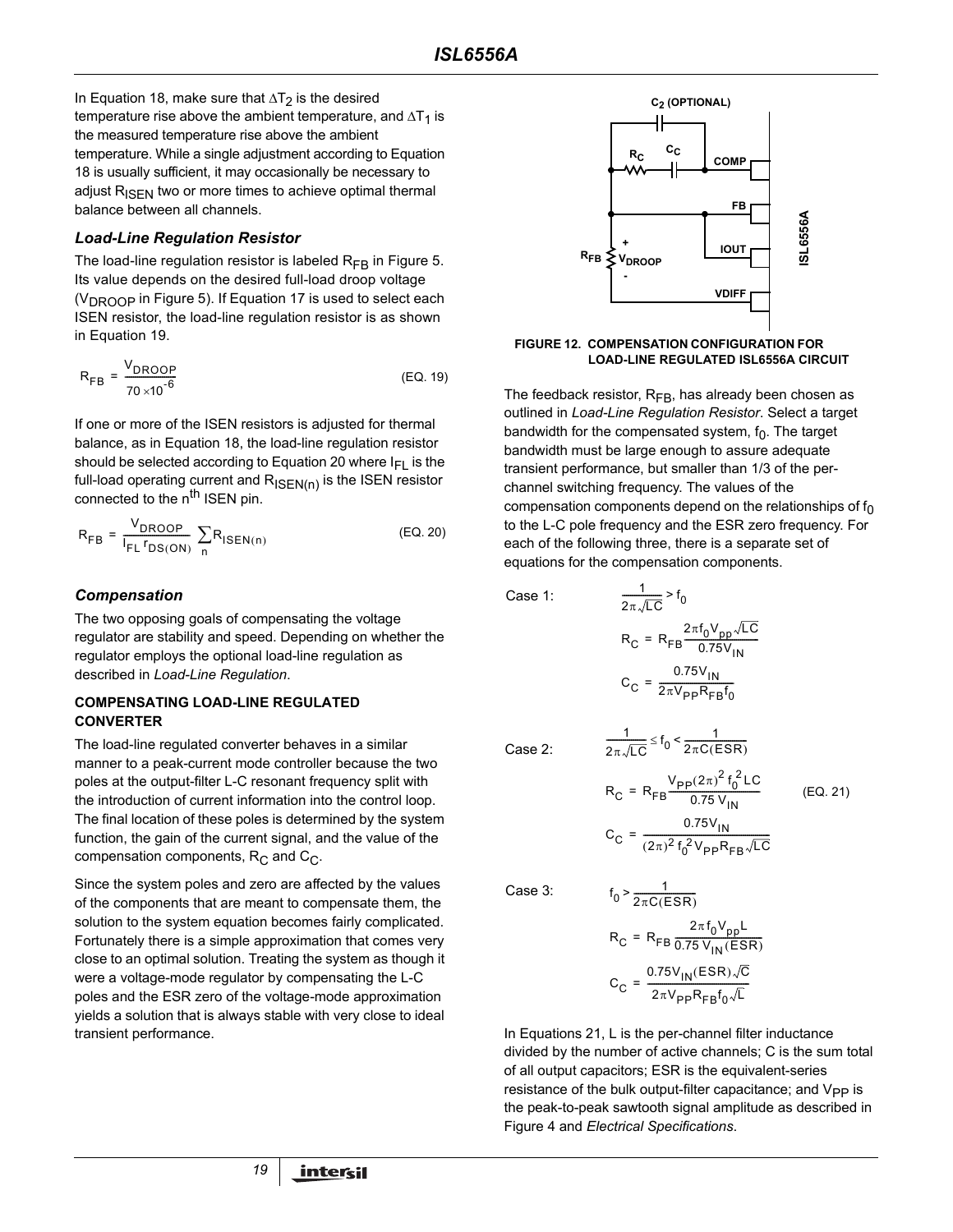In Equation 18, make sure that $\Delta T_2$ is the desired temperature rise above the ambient temperature, and $\Delta T_1$ is the measured temperature rise above the ambient temperature. While a single adjustment according to Equation 18 is usually sufficient, it may occasionally be necessary to adjust $R_{ISEN}$ two or more times to achieve optimal thermal balance between all channels.

### *Load-Line Regulation Resistor*

The load-line regulation resistor is labeled $R_{FB}$ in Figure 5. Its value depends on the desired full-load droop voltage ($V_{DROOP}$ in Figure 5). If Equation 17 is used to select each ISEN resistor, the load-line regulation resistor is as shown in Equation 19.

$$R_{FB} = \frac{V_{DROOP}}{70 \times 10^{-6}} \qquad \text{(EQ. 19)}$$

If one or more of the ISEN resistors is adjusted for thermal balance, as in Equation 18, the load-line regulation resistor should be selected according to Equation 20 where $I_{FL}$ is the full-load operating current and $R_{ISEN(n)}$ is the ISEN resistor connected to the $n^{th}$ ISEN pin.

$$R_{FB} = \frac{V_{DROOP}}{I_{FL}\, r_{DS(ON)}} \sum_{n} R_{ISEN(n)} \qquad \text{(EQ. 20)}$$

### *Compensation*

The two opposing goals of compensating the voltage regulator are stability and speed. Depending on whether the regulator employs the optional load-line regulation as described in *Load-Line Regulation*.

#### COMPENSATING LOAD-LINE REGULATED CONVERTER

The load-line regulated converter behaves in a similar manner to a peak-current mode controller because the two poles at the output-filter L-C resonant frequency split with the introduction of current information into the control loop. The final location of these poles is determined by the system function, the gain of the current signal, and the value of the compensation components, $R_C$ and $C_C$.

Since the system poles and zero are affected by the values of the components that are meant to compensate them, the solution to the system equation becomes fairly complicated. Fortunately there is a simple approximation that comes very close to an optimal solution. Treating the system as though it were a voltage-mode regulator by compensating the L-C poles and the ESR zero of the voltage-mode approximation yields a solution that is always stable with very close to ideal transient performance.

C2 (OPTIONAL)
RC
CC
COMP
FB
IOUT
VDIFF
RFB
+
VDROOP
-
ISL6556A

FIGURE 12. COMPENSATION CONFIGURATION FOR LOAD-LINE REGULATED ISL6556A CIRCUIT

The feedback resistor, $R_{FB}$, has already been chosen as outlined in *Load-Line Regulation Resistor*. Select a target bandwidth for the compensated system, $f_0$. The target bandwidth must be large enough to assure adequate transient performance, but smaller than 1/3 of the per-channel switching frequency. The values of the compensation components depend on the relationships of $f_0$ to the L-C pole frequency and the ESR zero frequency. For each of the following three, there is a separate set of equations for the compensation components.

Case 1: $\dfrac{1}{2\pi\sqrt{LC}} > f_0$

$$R_C = R_{FB}\frac{2\pi f_0 V_{pp}\sqrt{LC}}{0.75V_{IN}}$$

$$C_C = \frac{0.75V_{IN}}{2\pi V_{PP} R_{FB} f_0}$$

Case 2: $\dfrac{1}{2\pi\sqrt{LC}} \le f_0 < \dfrac{1}{2\pi C(ESR)}$

$$R_C = R_{FB}\frac{V_{PP}(2\pi)^2 f_0^2 LC}{0.75\, V_{IN}} \qquad \text{(EQ. 21)}$$

$$C_C = \frac{0.75V_{IN}}{(2\pi)^2 f_0^2 V_{PP} R_{FB}\sqrt{LC}}$$

Case 3: $f_0 > \dfrac{1}{2\pi C(ESR)}$

$$R_C = R_{FB}\frac{2\pi f_0 V_{pp} L}{0.75\, V_{IN}(ESR)}$$

$$C_C = \frac{0.75V_{IN}(ESR)\sqrt{C}}{2\pi V_{PP} R_{FB} f_0 \sqrt{L}}$$

In Equations 21, L is the per-channel filter inductance divided by the number of active channels; C is the sum total of all output capacitors; ESR is the equivalent-series resistance of the bulk output-filter capacitance; and $V_{PP}$ is the peak-to-peak sawtooth signal amplitude as described in Figure 4 and *Electrical Specifications*.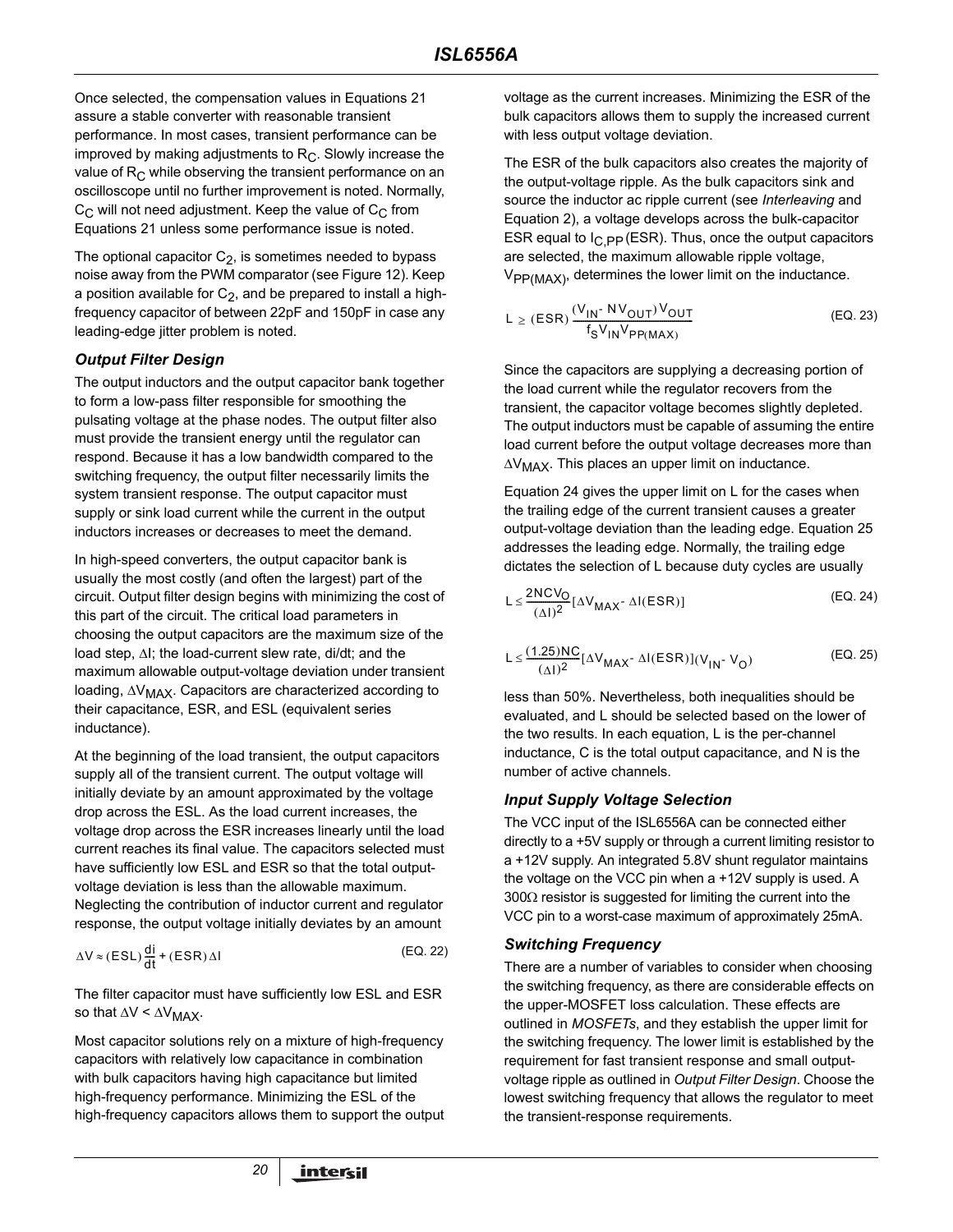Once selected, the compensation values in Equations 21 assure a stable converter with reasonable transient performance. In most cases, transient performance can be improved by making adjustments to $R_C$. Slowly increase the value of $R_C$ while observing the transient performance on an oscilloscope until no further improvement is noted. Normally, $C_C$ will not need adjustment. Keep the value of $C_C$ from Equations 21 unless some performance issue is noted.

The optional capacitor $C_2$, is sometimes needed to bypass noise away from the PWM comparator (see Figure 12). Keep a position available for $C_2$, and be prepared to install a high-frequency capacitor of between 22pF and 150pF in case any leading-edge jitter problem is noted.

### *Output Filter Design*

The output inductors and the output capacitor bank together to form a low-pass filter responsible for smoothing the pulsating voltage at the phase nodes. The output filter also must provide the transient energy until the regulator can respond. Because it has a low bandwidth compared to the switching frequency, the output filter necessarily limits the system transient response. The output capacitor must supply or sink load current while the current in the output inductors increases or decreases to meet the demand.

In high-speed converters, the output capacitor bank is usually the most costly (and often the largest) part of the circuit. Output filter design begins with minimizing the cost of this part of the circuit. The critical load parameters in choosing the output capacitors are the maximum size of the load step, $\Delta I$; the load-current slew rate, di/dt; and the maximum allowable output-voltage deviation under transient loading, $\Delta V_{MAX}$. Capacitors are characterized according to their capacitance, ESR, and ESL (equivalent series inductance).

At the beginning of the load transient, the output capacitors supply all of the transient current. The output voltage will initially deviate by an amount approximated by the voltage drop across the ESL. As the load current increases, the voltage drop across the ESR increases linearly until the load current reaches its final value. The capacitors selected must have sufficiently low ESL and ESR so that the total output-voltage deviation is less than the allowable maximum. Neglecting the contribution of inductor current and regulator response, the output voltage initially deviates by an amount

$$\Delta V \approx (ESL)\frac{di}{dt} + (ESR)\Delta I \qquad \text{(EQ. 22)}$$

The filter capacitor must have sufficiently low ESL and ESR so that $\Delta V < \Delta V_{MAX}$.

Most capacitor solutions rely on a mixture of high-frequency capacitors with relatively low capacitance in combination with bulk capacitors having high capacitance but limited high-frequency performance. Minimizing the ESL of the high-frequency capacitors allows them to support the output voltage as the current increases. Minimizing the ESR of the bulk capacitors allows them to supply the increased current with less output voltage deviation.

The ESR of the bulk capacitors also creates the majority of the output-voltage ripple. As the bulk capacitors sink and source the inductor ac ripple current (see *Interleaving* and Equation 2), a voltage develops across the bulk-capacitor ESR equal to $I_{C,PP}$(ESR). Thus, once the output capacitors are selected, the maximum allowable ripple voltage, $V_{PP(MAX)}$, determines the lower limit on the inductance.

$$L \geq (ESR)\frac{(V_{IN} - NV_{OUT})V_{OUT}}{f_S V_{IN} V_{PP(MAX)}} \qquad \text{(EQ. 23)}$$

Since the capacitors are supplying a decreasing portion of the load current while the regulator recovers from the transient, the capacitor voltage becomes slightly depleted. The output inductors must be capable of assuming the entire load current before the output voltage decreases more than $\Delta V_{MAX}$. This places an upper limit on inductance.

Equation 24 gives the upper limit on L for the cases when the trailing edge of the current transient causes a greater output-voltage deviation than the leading edge. Equation 25 addresses the leading edge. Normally, the trailing edge dictates the selection of L because duty cycles are usually less than 50%. Nevertheless, both inequalities should be evaluated, and L should be selected based on the lower of the two results. In each equation, L is the per-channel inductance, C is the total output capacitance, and N is the number of active channels.

$$L \leq \frac{2NCV_O}{(\Delta I)^2}[\Delta V_{MAX} - \Delta I(ESR)] \qquad \text{(EQ. 24)}$$

$$L \leq \frac{(1.25)NC}{(\Delta I)^2}[\Delta V_{MAX} - \Delta I(ESR)](V_{IN} - V_O) \qquad \text{(EQ. 25)}$$

### *Input Supply Voltage Selection*

The VCC input of the ISL6556A can be connected either directly to a +5V supply or through a current limiting resistor to a +12V supply. An integrated 5.8V shunt regulator maintains the voltage on the VCC pin when a +12V supply is used. A 300Ω resistor is suggested for limiting the current into the VCC pin to a worst-case maximum of approximately 25mA.

### *Switching Frequency*

There are a number of variables to consider when choosing the switching frequency, as there are considerable effects on the upper-MOSFET loss calculation. These effects are outlined in *MOSFETs*, and they establish the upper limit for the switching frequency. The lower limit is established by the requirement for fast transient response and small output-voltage ripple as outlined in *Output Filter Design*. Choose the lowest switching frequency that allows the regulator to meet the transient-response requirements.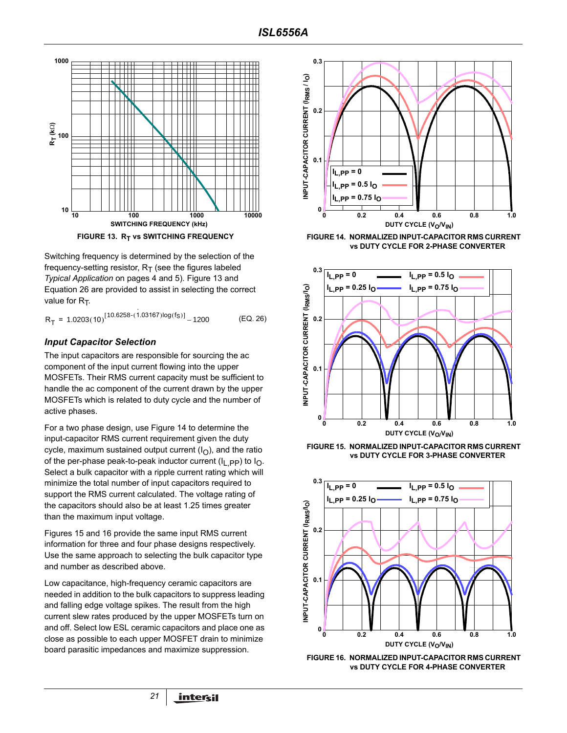1000

$R_T$ (kΩ)

100

10

10 100 1000 10000

SWITCHING FREQUENCY (kHz)

FIGURE 13. $R_T$ vs SWITCHING FREQUENCY

Switching frequency is determined by the selection of the frequency-setting resistor, $R_T$ (see the figures labeled *Typical Application* on pages 4 and 5). Figure 13 and Equation 26 are provided to assist in selecting the correct value for $R_T$.

$$R_T = 1.0203(10)^{[10.6258-(1.03167)\log(f_S)]} - 1200 \quad \text{(EQ. 26)}$$

### *Input Capacitor Selection*

The input capacitors are responsible for sourcing the ac component of the input current flowing into the upper MOSFETs. Their RMS current capacity must be sufficient to handle the ac component of the current drawn by the upper MOSFETs which is related to duty cycle and the number of active phases.

For a two phase design, use Figure 14 to determine the input-capacitor RMS current requirement given the duty cycle, maximum sustained output current ($I_O$), and the ratio of the per-phase peak-to-peak inductor current ($I_{L,PP}$) to $I_O$. Select a bulk capacitor with a ripple current rating which will minimize the total number of input capacitors required to support the RMS current calculated. The voltage rating of the capacitors should also be at least 1.25 times greater than the maximum input voltage.

Figures 15 and 16 provide the same input RMS current information for three and four phase designs respectively. Use the same approach to selecting the bulk capacitor type and number as described above.

Low capacitance, high-frequency ceramic capacitors are needed in addition to the bulk capacitors to suppress leading and falling edge voltage spikes. The result from the high current slew rates produced by the upper MOSFETs turn on and off. Select low ESL ceramic capacitors and place one as close as possible to each upper MOSFET drain to minimize board parasitic impedances and maximize suppression.

0.3

INPUT-CAPACITOR CURRENT ($I_{RMS}$ / $I_O$)

0.2

0.1

0

$I_{L,PP}$ = 0

$I_{L,PP}$ = 0.5 $I_O$

$I_{L,PP}$ = 0.75 $I_O$

0 0.2 0.4 0.6 0.8 1.0

DUTY CYCLE ($V_O$/$V_{IN}$)

FIGURE 14. NORMALIZED INPUT-CAPACITOR RMS CURRENT vs DUTY CYCLE FOR 2-PHASE CONVERTER

0.3

INPUT-CAPACITOR CURRENT ($I_{RMS}$/$I_O$)

0.2

0.1

0

$I_{L,PP}$ = 0

$I_{L,PP}$ = 0.25 $I_O$

$I_{L,PP}$ = 0.5 $I_O$

$I_{L,PP}$ = 0.75 $I_O$

0 0.2 0.4 0.6 0.8 1.0

DUTY CYCLE ($V_O$/$V_{IN}$)

FIGURE 15. NORMALIZED INPUT-CAPACITOR RMS CURRENT vs DUTY CYCLE FOR 3-PHASE CONVERTER

0.3

INPUT-CAPACITOR CURRENT ($I_{RMS}$/$I_O$)

0.2

0.1

0

$I_{L,PP}$ = 0

$I_{L,PP}$ = 0.25 $I_O$

$I_{L,PP}$ = 0.5 $I_O$

$I_{L,PP}$ = 0.75 $I_O$

0 0.2 0.4 0.6 0.8 1.0

DUTY CYCLE ($V_O$/$V_{IN}$)

FIGURE 16. NORMALIZED INPUT-CAPACITOR RMS CURRENT vs DUTY CYCLE FOR 4-PHASE CONVERTER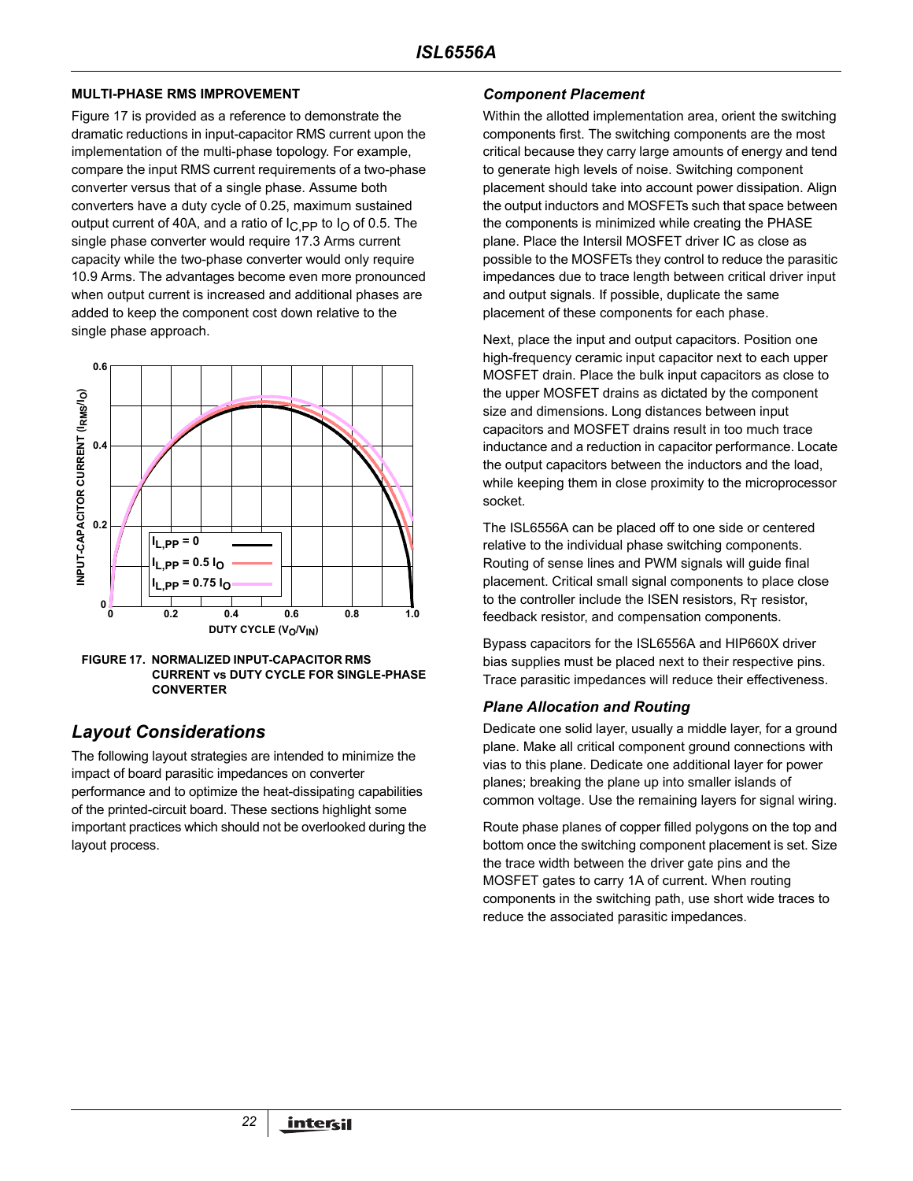### MULTI-PHASE RMS IMPROVEMENT

Figure 17 is provided as a reference to demonstrate the dramatic reductions in input-capacitor RMS current upon the implementation of the multi-phase topology. For example, compare the input RMS current requirements of a two-phase converter versus that of a single phase. Assume both converters have a duty cycle of 0.25, maximum sustained output current of 40A, and a ratio of $I_{C,PP}$ to $I_O$ of 0.5. The single phase converter would require 17.3 Arms current capacity while the two-phase converter would only require 10.9 Arms. The advantages become even more pronounced when output current is increased and additional phases are added to keep the component cost down relative to the single phase approach.

INPUT-CAPACITOR CURRENT ($I_{RMS}/I_O$)

0.6

0.4

0.2

0

0 0.2 0.4 0.6 0.8 1.0

DUTY CYCLE ($V_O/V_{IN}$)

$I_{L,PP} = 0$

$I_{L,PP} = 0.5\ I_O$

$I_{L,PP} = 0.75\ I_O$

**FIGURE 17. NORMALIZED INPUT-CAPACITOR RMS CURRENT vs DUTY CYCLE FOR SINGLE-PHASE CONVERTER**

## *Layout Considerations*

The following layout strategies are intended to minimize the impact of board parasitic impedances on converter performance and to optimize the heat-dissipating capabilities of the printed-circuit board. These sections highlight some important practices which should not be overlooked during the layout process.

### *Component Placement*

Within the allotted implementation area, orient the switching components first. The switching components are the most critical because they carry large amounts of energy and tend to generate high levels of noise. Switching component placement should take into account power dissipation. Align the output inductors and MOSFETs such that space between the components is minimized while creating the PHASE plane. Place the Intersil MOSFET driver IC as close as possible to the MOSFETs they control to reduce the parasitic impedances due to trace length between critical driver input and output signals. If possible, duplicate the same placement of these components for each phase.

Next, place the input and output capacitors. Position one high-frequency ceramic input capacitor next to each upper MOSFET drain. Place the bulk input capacitors as close to the upper MOSFET drains as dictated by the component size and dimensions. Long distances between input capacitors and MOSFET drains result in too much trace inductance and a reduction in capacitor performance. Locate the output capacitors between the inductors and the load, while keeping them in close proximity to the microprocessor socket.

The ISL6556A can be placed off to one side or centered relative to the individual phase switching components. Routing of sense lines and PWM signals will guide final placement. Critical small signal components to place close to the controller include the ISEN resistors, $R_T$ resistor, feedback resistor, and compensation components.

Bypass capacitors for the ISL6556A and HIP660X driver bias supplies must be placed next to their respective pins. Trace parasitic impedances will reduce their effectiveness.

### *Plane Allocation and Routing*

Dedicate one solid layer, usually a middle layer, for a ground plane. Make all critical component ground connections with vias to this plane. Dedicate one additional layer for power planes; breaking the plane up into smaller islands of common voltage. Use the remaining layers for signal wiring.

Route phase planes of copper filled polygons on the top and bottom once the switching component placement is set. Size the trace width between the driver gate pins and the MOSFET gates to carry 1A of current. When routing components in the switching path, use short wide traces to reduce the associated parasitic impedances.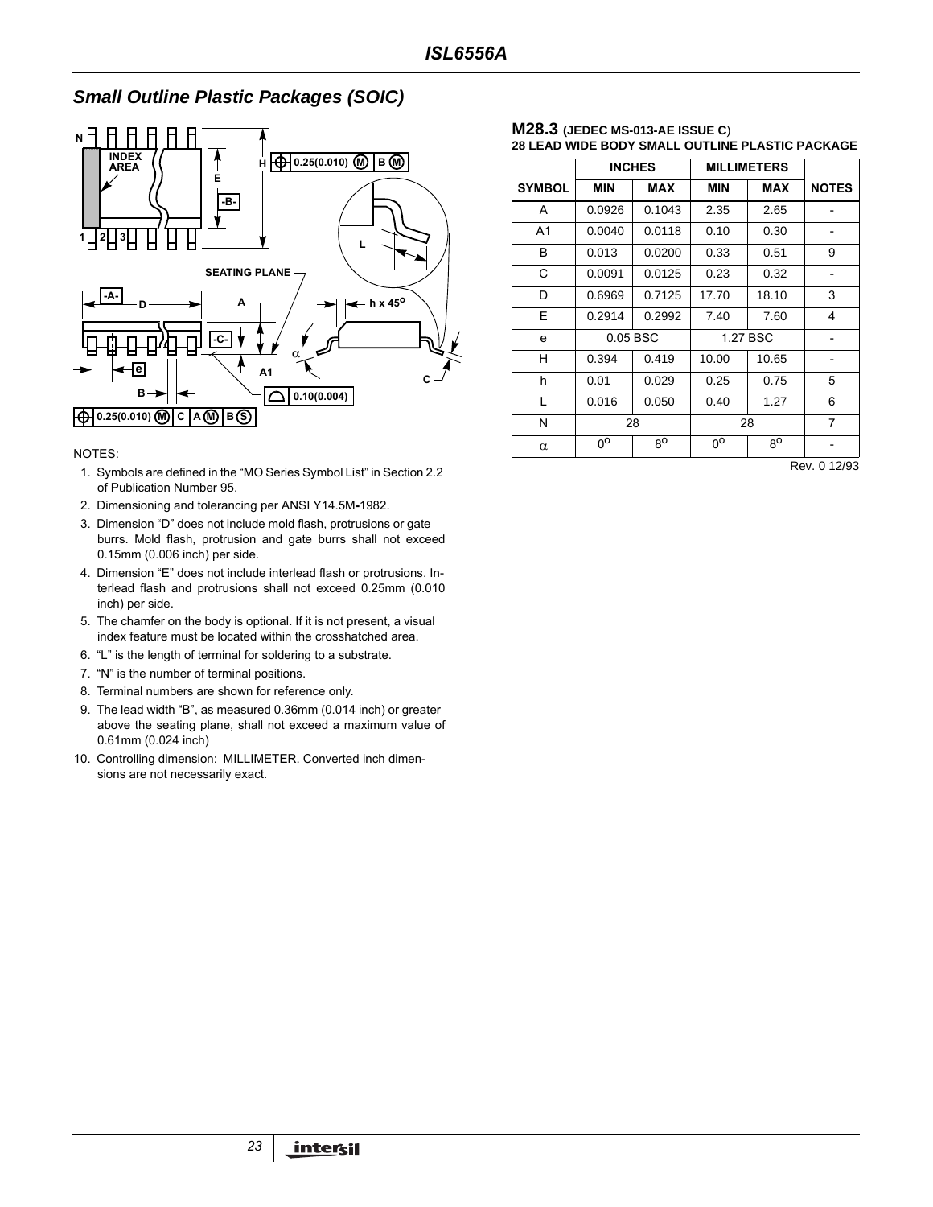## Small Outline Plastic Packages (SOIC)

N
INDEX AREA
H
0.25(0.010) M B M
E
-B-
1 2 3
L
SEATING PLANE
-A-
D
A
h x 45°
-C-
α
e
A1
C
B
0.10(0.004)
0.25(0.010) M C A M B S

NOTES:

1. Symbols are defined in the "MO Series Symbol List" in Section 2.2 of Publication Number 95.
2. Dimensioning and tolerancing per ANSI Y14.5M-1982.
3. Dimension "D" does not include mold flash, protrusions or gate burrs. Mold flash, protrusion and gate burrs shall not exceed 0.15mm (0.006 inch) per side.
4. Dimension "E" does not include interlead flash or protrusions. Interlead flash and protrusions shall not exceed 0.25mm (0.010 inch) per side.
5. The chamfer on the body is optional. If it is not present, a visual index feature must be located within the crosshatched area.
6. "L" is the length of terminal for soldering to a substrate.
7. "N" is the number of terminal positions.
8. Terminal numbers are shown for reference only.
9. The lead width "B", as measured 0.36mm (0.014 inch) or greater above the seating plane, shall not exceed a maximum value of 0.61mm (0.024 inch)
10. Controlling dimension: MILLIMETER. Converted inch dimensions are not necessarily exact.

**M28.3** (JEDEC MS-013-AE ISSUE C)
**28 LEAD WIDE BODY SMALL OUTLINE PLASTIC PACKAGE**

| | INCHES | | MILLIMETERS | | |
|---|---|---|---|---|---|
| SYMBOL | MIN | MAX | MIN | MAX | NOTES |
| A | 0.0926 | 0.1043 | 2.35 | 2.65 | - |
| A1 | 0.0040 | 0.0118 | 0.10 | 0.30 | - |
| B | 0.013 | 0.0200 | 0.33 | 0.51 | 9 |
| C | 0.0091 | 0.0125 | 0.23 | 0.32 | - |
| D | 0.6969 | 0.7125 | 17.70 | 18.10 | 3 |
| E | 0.2914 | 0.2992 | 7.40 | 7.60 | 4 |
| e | 0.05 BSC | | 1.27 BSC | | - |
| H | 0.394 | 0.419 | 10.00 | 10.65 | - |
| h | 0.01 | 0.029 | 0.25 | 0.75 | 5 |
| L | 0.016 | 0.050 | 0.40 | 1.27 | 6 |
| N | 28 | | 28 | | 7 |
| α | 0° | 8° | 0° | 8° | - |

Rev. 0 12/93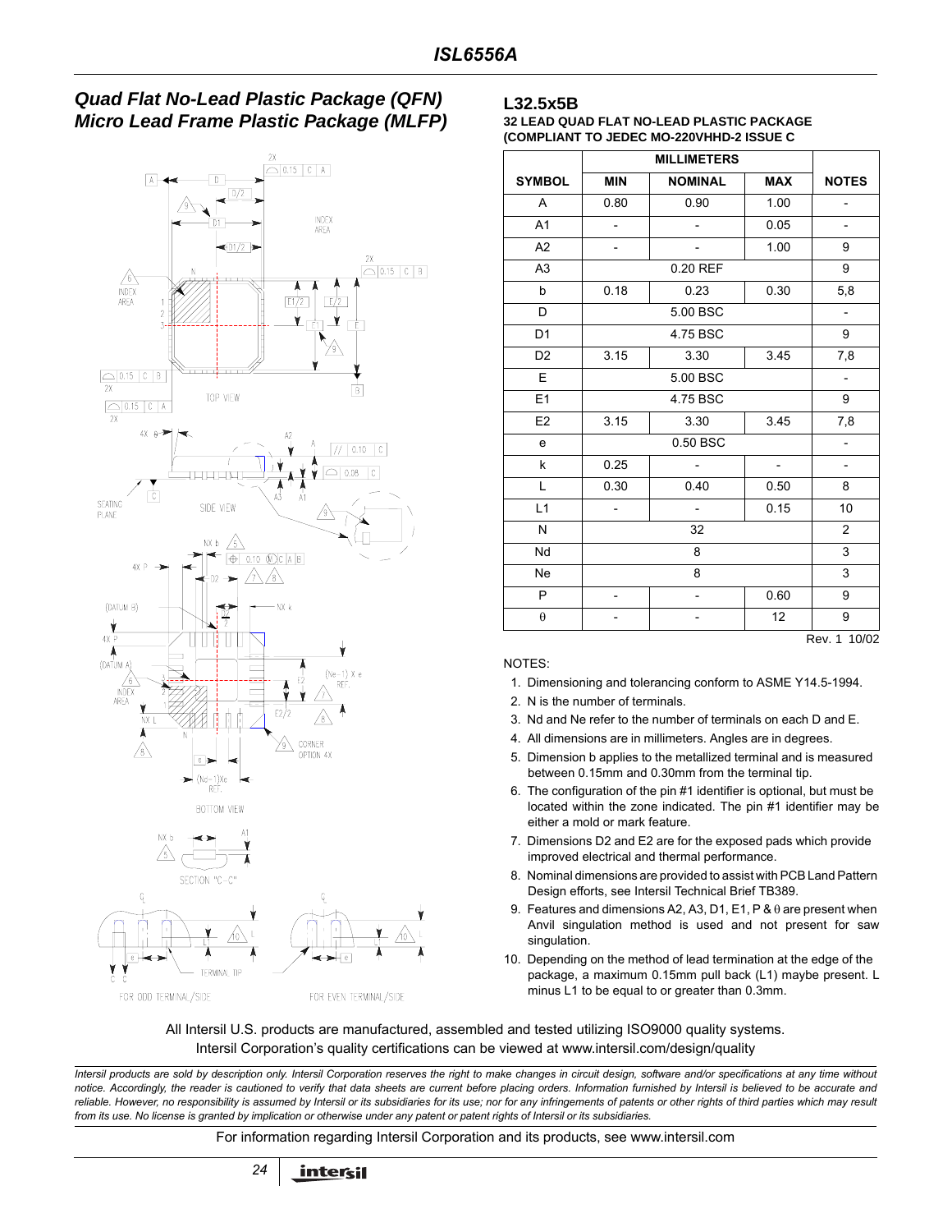## *Quad Flat No-Lead Plastic Package (QFN)*
## *Micro Lead Frame Plastic Package (MLFP)*

TOP VIEW

SIDE VIEW

BOTTOM VIEW

SECTION "C-C"

FOR ODD TERMINAL/SIDE

FOR EVEN TERMINAL/SIDE

### L32.5x5B

**32 LEAD QUAD FLAT NO-LEAD PLASTIC PACKAGE (COMPLIANT TO JEDEC MO-220VHHD-2 ISSUE C**

| SYMBOL | MILLIMETERS | | | NOTES |
|---|---|---|---|---|
| | MIN | NOMINAL | MAX | |
| A | 0.80 | 0.90 | 1.00 | - |
| A1 | - | - | 0.05 | - |
| A2 | - | - | 1.00 | 9 |
| A3 | 0.20 REF | | | 9 |
| b | 0.18 | 0.23 | 0.30 | 5,8 |
| D | 5.00 BSC | | | - |
| D1 | 4.75 BSC | | | 9 |
| D2 | 3.15 | 3.30 | 3.45 | 7,8 |
| E | 5.00 BSC | | | - |
| E1 | 4.75 BSC | | | 9 |
| E2 | 3.15 | 3.30 | 3.45 | 7,8 |
| e | 0.50 BSC | | | - |
| k | 0.25 | - | - | - |
| L | 0.30 | 0.40 | 0.50 | 8 |
| L1 | - | - | 0.15 | 10 |
| N | 32 | | | 2 |
| Nd | 8 | | | 3 |
| Ne | 8 | | | 3 |
| P | - | - | 0.60 | 9 |
| $\theta$ | - | - | 12 | 9 |

Rev. 1 10/02

NOTES:

1. Dimensioning and tolerancing conform to ASME Y14.5-1994.
2. N is the number of terminals.
3. Nd and Ne refer to the number of terminals on each D and E.
4. All dimensions are in millimeters. Angles are in degrees.
5. Dimension b applies to the metallized terminal and is measured between 0.15mm and 0.30mm from the terminal tip.
6. The configuration of the pin #1 identifier is optional, but must be located within the zone indicated. The pin #1 identifier may be either a mold or mark feature.
7. Dimensions D2 and E2 are for the exposed pads which provide improved electrical and thermal performance.
8. Nominal dimensions are provided to assist with PCB Land Pattern Design efforts, see Intersil Technical Brief TB389.
9. Features and dimensions A2, A3, D1, E1, P & $\theta$ are present when Anvil singulation method is used and not present for saw singulation.
10. Depending on the method of lead termination at the edge of the package, a maximum 0.15mm pull back (L1) maybe present. L minus L1 to be equal to or greater than 0.3mm.

All Intersil U.S. products are manufactured, assembled and tested utilizing ISO9000 quality systems.
Intersil Corporation's quality certifications can be viewed at www.intersil.com/design/quality

*Intersil products are sold by description only. Intersil Corporation reserves the right to make changes in circuit design, software and/or specifications at any time without notice. Accordingly, the reader is cautioned to verify that data sheets are current before placing orders. Information furnished by Intersil is believed to be accurate and reliable. However, no responsibility is assumed by Intersil or its subsidiaries for its use; nor for any infringements of patents or other rights of third parties which may result from its use. No license is granted by implication or otherwise under any patent or patent rights of Intersil or its subsidiaries.*

For information regarding Intersil Corporation and its products, see www.intersil.com